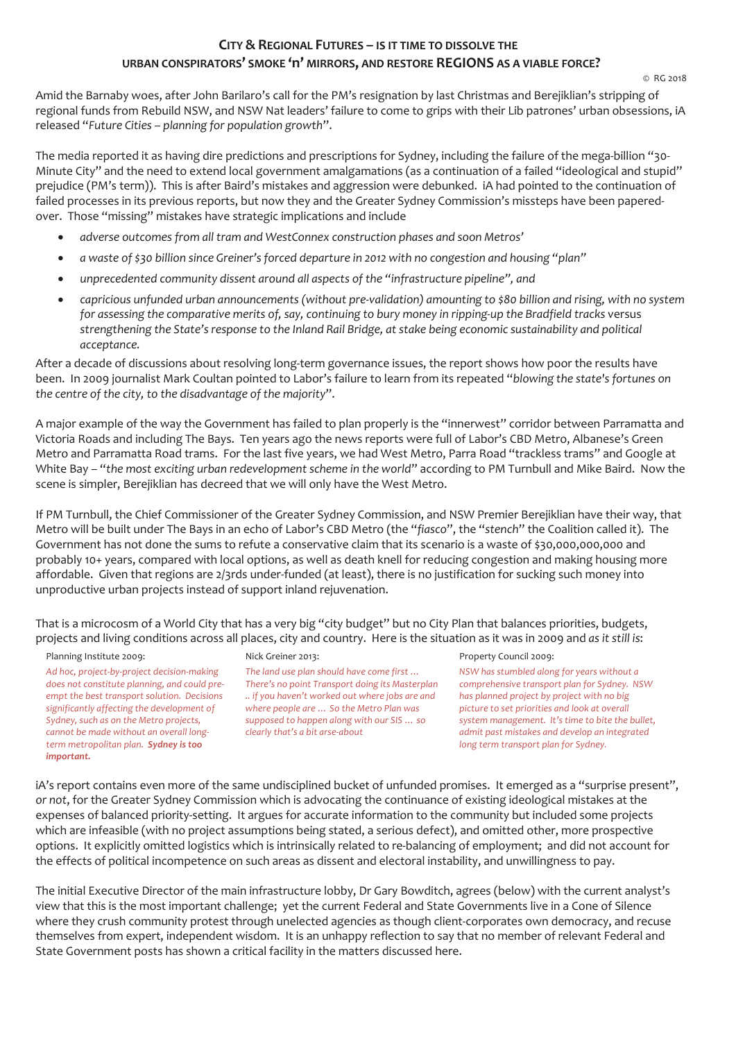# City & Regional Futures – is it time to dissolve the urban conspirators' smoke 'n' mirrors, and restore REGIONS as a viable force?

© RG 2018

Amid the Barnaby woes, after John Barilaro's call for the PM's resignation by last Christmas and Berejiklian's stripping of regional funds from Rebuild NSW, and NSW Nat leaders' failure to come to grips with their Lib patrones' urban obsessions, iA released "*Future Cities – planning for population growth*".

The media reported it as having dire predictions and prescriptions for Sydney, including the failure of the mega-billion "30-Minute City" and the need to extend local government amalgamations (as a continuation of a failed "ideological and stupid" prejudice (PM's term)). This is after Baird's mistakes and aggression were debunked. iA had pointed to the continuation of failed processes in its previous reports, but now they and the Greater Sydney Commission's missteps have been papered-over. Those "missing" mistakes have strategic implications and include

- *adverse outcomes from all tram and WestConnex construction phases and soon Metros'*
- *a waste of $30 billion since Greiner's forced departure in 2012 with no congestion and housing "plan"*
- *unprecedented community dissent around all aspects of the "infrastructure pipeline", and*
- *capricious unfunded urban announcements (without pre-validation) amounting to $80 billion and rising, with no system for assessing the comparative merits of, say, continuing to bury money in ripping-up the Bradfield tracks versus strengthening the State's response to the Inland Rail Bridge, at stake being economic sustainability and political acceptance.*

After a decade of discussions about resolving long-term governance issues, the report shows how poor the results have been. In 2009 journalist Mark Coultan pointed to Labor's failure to learn from its repeated "*blowing the state's fortunes on the centre of the city, to the disadvantage of the majority*".

A major example of the way the Government has failed to plan properly is the "innerwest" corridor between Parramatta and Victoria Roads and including The Bays. Ten years ago the news reports were full of Labor's CBD Metro, Albanese's Green Metro and Parramatta Road trams. For the last five years, we had West Metro, Parra Road "trackless trams" and Google at White Bay – "*the most exciting urban redevelopment scheme in the world*" according to PM Turnbull and Mike Baird. Now the scene is simpler, Berejiklian has decreed that we will only have the West Metro.

If PM Turnbull, the Chief Commissioner of the Greater Sydney Commission, and NSW Premier Berejiklian have their way, that Metro will be built under The Bays in an echo of Labor's CBD Metro (the "*fiasco*", the "*stench*" the Coalition called it). The Government has not done the sums to refute a conservative claim that its scenario is a waste of $30,000,000,000 and probably 10+ years, compared with local options, as well as death knell for reducing congestion and making housing more affordable. Given that regions are 2/3rds under-funded (at least), there is no justification for sucking such money into unproductive urban projects instead of support inland rejuvenation.

That is a microcosm of a World City that has a very big "city budget" but no City Plan that balances priorities, budgets, projects and living conditions across all places, city and country. Here is the situation as it was in 2009 and *as it still is*:

Planning Institute 2009:

*Ad hoc, project-by-project decision-making does not constitute planning, and could pre-empt the best transport solution. Decisions significantly affecting the development of Sydney, such as on the Metro projects, cannot be made without an overall long-term metropolitan plan.* ***Sydney is too important.***

Nick Greiner 2013:

*The land use plan should have come first … There's no point Transport doing its Masterplan .. if you haven't worked out where jobs are and where people are … So the Metro Plan was supposed to happen along with our SIS … so clearly that's a bit arse-about*

Property Council 2009:

*NSW has stumbled along for years without a comprehensive transport plan for Sydney. NSW has planned project by project with no big picture to set priorities and look at overall system management. It's time to bite the bullet, admit past mistakes and develop an integrated long term transport plan for Sydney.*

iA's report contains even more of the same undisciplined bucket of unfunded promises. It emerged as a "surprise present", *or not*, for the Greater Sydney Commission which is advocating the continuance of existing ideological mistakes at the expenses of balanced priority-setting. It argues for accurate information to the community but included some projects which are infeasible (with no project assumptions being stated, a serious defect), and omitted other, more prospective options. It explicitly omitted logistics which is intrinsically related to re-balancing of employment; and did not account for the effects of political incompetence on such areas as dissent and electoral instability, and unwillingness to pay.

The initial Executive Director of the main infrastructure lobby, Dr Gary Bowditch, agrees (below) with the current analyst's view that this is the most important challenge; yet the current Federal and State Governments live in a Cone of Silence where they crush community protest through unelected agencies as though client-corporates own democracy, and recuse themselves from expert, independent wisdom. It is an unhappy reflection to say that no member of relevant Federal and State Government posts has shown a critical facility in the matters discussed here.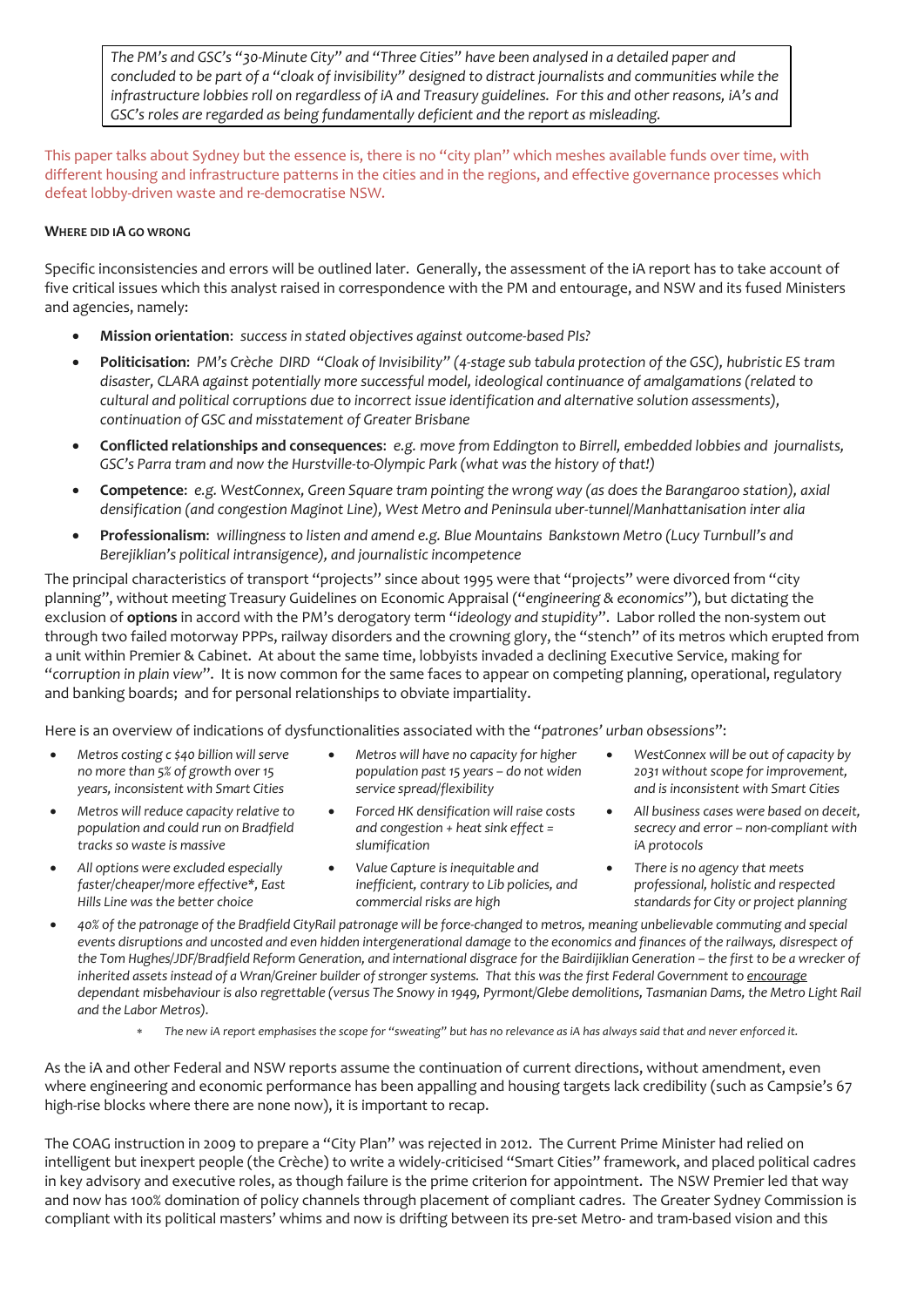*The PM's and GSC's "30-Minute City" and "Three Cities" have been analysed in a detailed paper and concluded to be part of a "cloak of invisibility" designed to distract journalists and communities while the infrastructure lobbies roll on regardless of iA and Treasury guidelines. For this and other reasons, iA's and GSC's roles are regarded as being fundamentally deficient and the report as misleading.*

This paper talks about Sydney but the essence is, there is no "city plan" which meshes available funds over time, with different housing and infrastructure patterns in the cities and in the regions, and effective governance processes which defeat lobby-driven waste and re-democratise NSW.

**WHERE DID IA GO WRONG**

Specific inconsistencies and errors will be outlined later. Generally, the assessment of the iA report has to take account of five critical issues which this analyst raised in correspondence with the PM and entourage, and NSW and its fused Ministers and agencies, namely:

- **Mission orientation**: *success in stated objectives against outcome-based PIs?*
- **Politicisation**: *PM's Crèche DIRD "Cloak of Invisibility" (4-stage sub tabula protection of the GSC), hubristic ES tram disaster, CLARA against potentially more successful model, ideological continuance of amalgamations (related to cultural and political corruptions due to incorrect issue identification and alternative solution assessments), continuation of GSC and misstatement of Greater Brisbane*
- **Conflicted relationships and consequences**: *e.g. move from Eddington to Birrell, embedded lobbies and journalists, GSC's Parra tram and now the Hurstville-to-Olympic Park (what was the history of that!)*
- **Competence**: *e.g. WestConnex, Green Square tram pointing the wrong way (as does the Barangaroo station), axial densification (and congestion Maginot Line), West Metro and Peninsula uber-tunnel/Manhattanisation inter alia*
- **Professionalism**: *willingness to listen and amend e.g. Blue Mountains Bankstown Metro (Lucy Turnbull's and Berejiklian's political intransigence), and journalistic incompetence*

The principal characteristics of transport "projects" since about 1995 were that "projects" were divorced from "city planning", without meeting Treasury Guidelines on Economic Appraisal ("*engineering & economics*"), but dictating the exclusion of **options** in accord with the PM's derogatory term "*ideology and stupidity*". Labor rolled the non-system out through two failed motorway PPPs, railway disorders and the crowning glory, the "stench" of its metros which erupted from a unit within Premier & Cabinet. At about the same time, lobbyists invaded a declining Executive Service, making for "*corruption in plain view*". It is now common for the same faces to appear on competing planning, operational, regulatory and banking boards; and for personal relationships to obviate impartiality.

Here is an overview of indications of dysfunctionalities associated with the "*patrones' urban obsessions*":

- *Metros costing c $40 billion will serve no more than 5% of growth over 15 years, inconsistent with Smart Cities*
- *Metros will reduce capacity relative to population and could run on Bradfield tracks so waste is massive*
- *All options were excluded especially faster/cheaper/more effective\*, East Hills Line was the better choice*
- *Metros will have no capacity for higher population past 15 years – do not widen service spread/flexibility*
- *Forced HK densification will raise costs and congestion + heat sink effect = slumification*
- *Value Capture is inequitable and inefficient, contrary to Lib policies, and commercial risks are high*
- *WestConnex will be out of capacity by 2031 without scope for improvement, and is inconsistent with Smart Cities*
- *All business cases were based on deceit, secrecy and error – non-compliant with iA protocols*
- *There is no agency that meets professional, holistic and respected standards for City or project planning*
- *40% of the patronage of the Bradfield CityRail patronage will be force-changed to metros, meaning unbelievable commuting and special events disruptions and uncosted and even hidden intergenerational damage to the economics and finances of the railways, disrespect of the Tom Hughes/JDF/Bradfield Reform Generation, and international disgrace for the Bairdijiklian Generation – the first to be a wrecker of inherited assets instead of a Wran/Greiner builder of stronger systems. That this was the first Federal Government to encourage dependant misbehaviour is also regrettable (versus The Snowy in 1949, Pyrmont/Glebe demolitions, Tasmanian Dams, the Metro Light Rail and the Labor Metros).*

  - \* *The new iA report emphasises the scope for "sweating" but has no relevance as iA has always said that and never enforced it.*

As the iA and other Federal and NSW reports assume the continuation of current directions, without amendment, even where engineering and economic performance has been appalling and housing targets lack credibility (such as Campsie's 67 high-rise blocks where there are none now), it is important to recap.

The COAG instruction in 2009 to prepare a "City Plan" was rejected in 2012. The Current Prime Minister had relied on intelligent but inexpert people (the Crèche) to write a widely-criticised "Smart Cities" framework, and placed political cadres in key advisory and executive roles, as though failure is the prime criterion for appointment. The NSW Premier led that way and now has 100% domination of policy channels through placement of compliant cadres. The Greater Sydney Commission is compliant with its political masters' whims and now is drifting between its pre-set Metro- and tram-based vision and this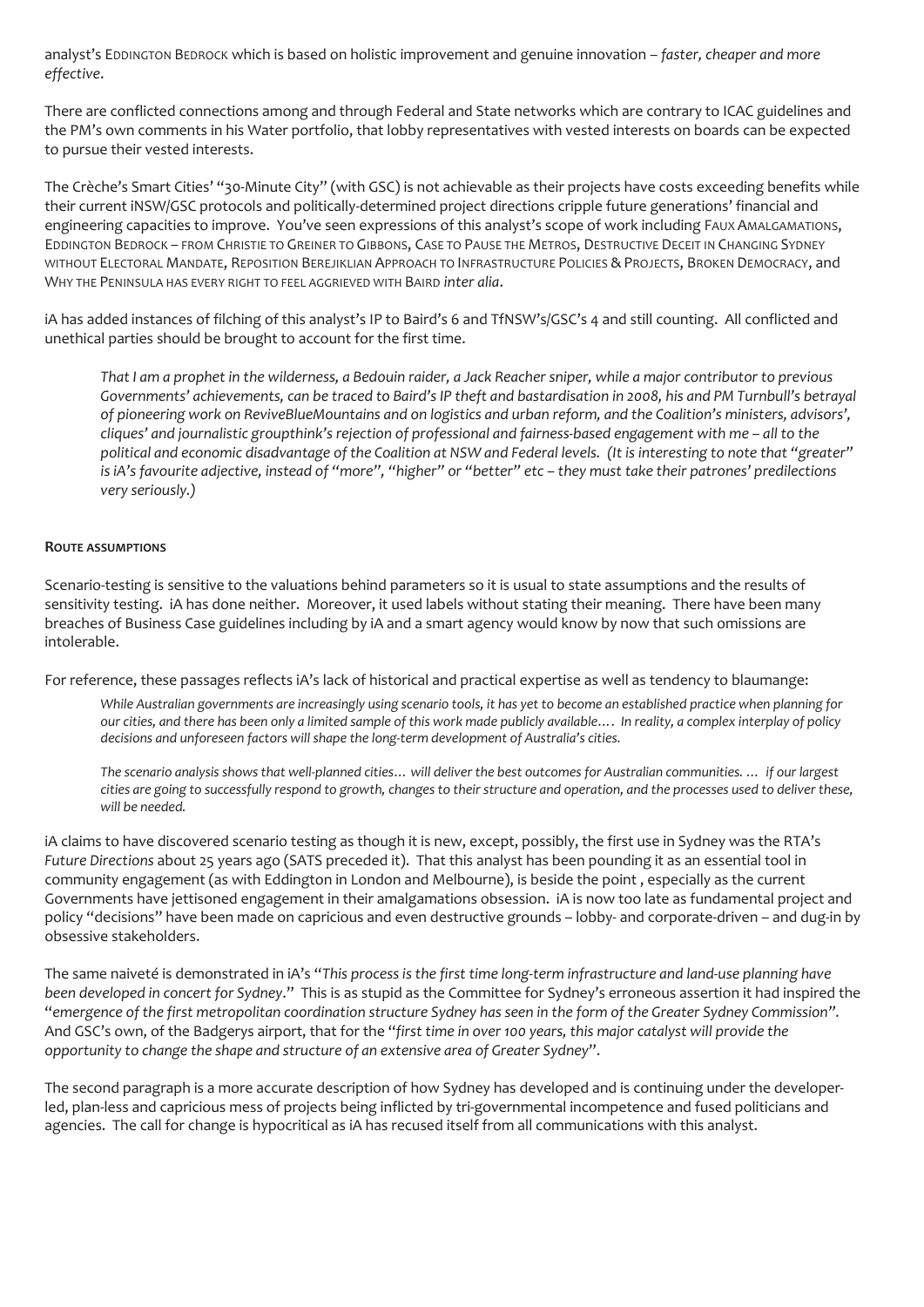analyst's Eddington Bedrock which is based on holistic improvement and genuine innovation – *faster, cheaper and more effective*.

There are conflicted connections among and through Federal and State networks which are contrary to ICAC guidelines and the PM's own comments in his Water portfolio, that lobby representatives with vested interests on boards can be expected to pursue their vested interests.

The Crèche's Smart Cities' "30-Minute City" (with GSC) is not achievable as their projects have costs exceeding benefits while their current iNSW/GSC protocols and politically-determined project directions cripple future generations' financial and engineering capacities to improve. You've seen expressions of this analyst's scope of work including Faux Amalgamations, Eddington Bedrock – from Christie to Greiner to Gibbons, Case to Pause the Metros, Destructive Deceit in Changing Sydney without Electoral Mandate, Reposition Berejiklian Approach to Infrastructure Policies & Projects, Broken Democracy, and Why the Peninsula has every right to feel aggrieved with Baird *inter alia*.

iA has added instances of filching of this analyst's IP to Baird's 6 and TfNSW's/GSC's 4 and still counting. All conflicted and unethical parties should be brought to account for the first time.

> *That I am a prophet in the wilderness, a Bedouin raider, a Jack Reacher sniper, while a major contributor to previous Governments' achievements, can be traced to Baird's IP theft and bastardisation in 2008, his and PM Turnbull's betrayal of pioneering work on ReviveBlueMountains and on logistics and urban reform, and the Coalition's ministers, advisors', cliques' and journalistic groupthink's rejection of professional and fairness-based engagement with me – all to the political and economic disadvantage of the Coalition at NSW and Federal levels. (It is interesting to note that "greater" is iA's favourite adjective, instead of "more", "higher" or "better" etc – they must take their patrones' predilections very seriously.)*

**Route assumptions**

Scenario-testing is sensitive to the valuations behind parameters so it is usual to state assumptions and the results of sensitivity testing. iA has done neither. Moreover, it used labels without stating their meaning. There have been many breaches of Business Case guidelines including by iA and a smart agency would know by now that such omissions are intolerable.

For reference, these passages reflects iA's lack of historical and practical expertise as well as tendency to blaumange:

> *While Australian governments are increasingly using scenario tools, it has yet to become an established practice when planning for our cities, and there has been only a limited sample of this work made publicly available…. In reality, a complex interplay of policy decisions and unforeseen factors will shape the long-term development of Australia's cities.*
>
> *The scenario analysis shows that well-planned cities… will deliver the best outcomes for Australian communities. … if our largest cities are going to successfully respond to growth, changes to their structure and operation, and the processes used to deliver these, will be needed.*

iA claims to have discovered scenario testing as though it is new, except, possibly, the first use in Sydney was the RTA's *Future Directions* about 25 years ago (SATS preceded it). That this analyst has been pounding it as an essential tool in community engagement (as with Eddington in London and Melbourne), is beside the point , especially as the current Governments have jettisoned engagement in their amalgamations obsession. iA is now too late as fundamental project and policy "decisions" have been made on capricious and even destructive grounds – lobby- and corporate-driven – and dug-in by obsessive stakeholders.

The same naiveté is demonstrated in iA's "*This process is the first time long-term infrastructure and land-use planning have been developed in concert for Sydney*." This is as stupid as the Committee for Sydney's erroneous assertion it had inspired the "*emergence of the first metropolitan coordination structure Sydney has seen in the form of the Greater Sydney Commission*". And GSC's own, of the Badgerys airport, that for the "*first time in over 100 years, this major catalyst will provide the opportunity to change the shape and structure of an extensive area of Greater Sydney*".

The second paragraph is a more accurate description of how Sydney has developed and is continuing under the developer-led, plan-less and capricious mess of projects being inflicted by tri-governmental incompetence and fused politicians and agencies. The call for change is hypocritical as iA has recused itself from all communications with this analyst.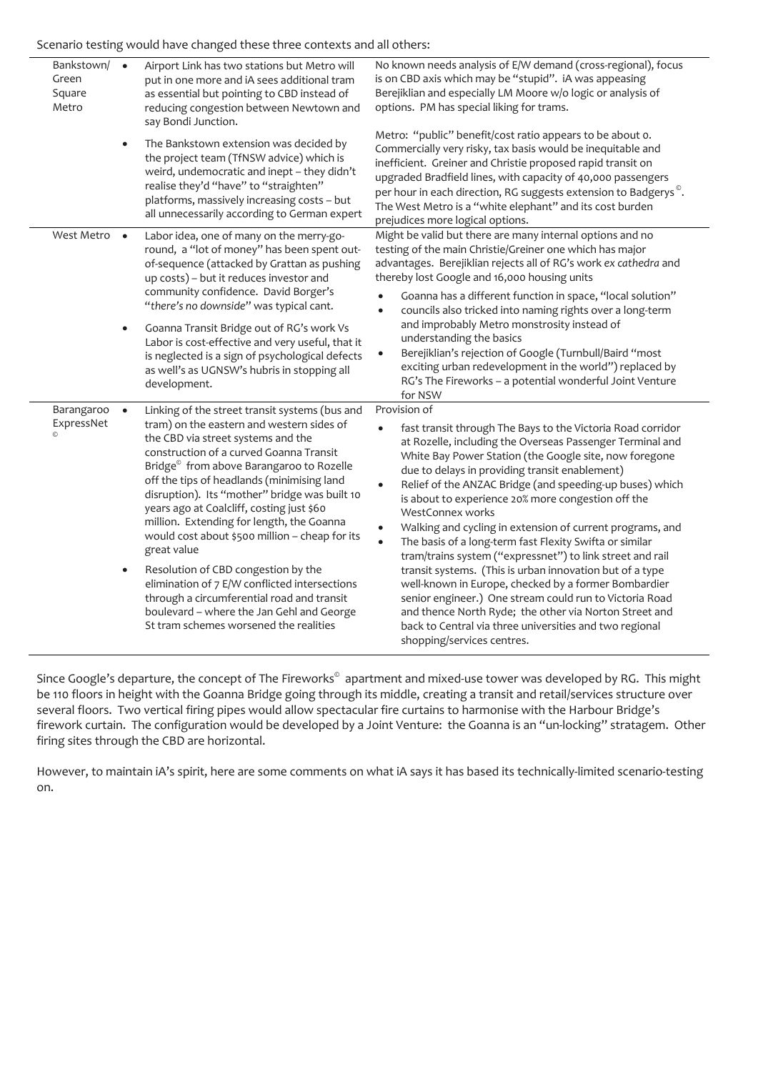Scenario testing would have changed these three contexts and all others:

| | | |
|---|---|---|
| Bankstown/ Green Square Metro | • Airport Link has two stations but Metro will put in one more and iA sees additional tram as essential but pointing to CBD instead of reducing congestion between Newtown and say Bondi Junction.<br><br>• The Bankstown extension was decided by the project team (TfNSW advice) which is weird, undemocratic and inept – they didn't realise they'd "have" to "straighten" platforms, massively increasing costs – but all unnecessarily according to German expert | No known needs analysis of E/W demand (cross-regional), focus is on CBD axis which may be "stupid". iA was appeasing Berejiklian and especially LM Moore w/o logic or analysis of options. PM has special liking for trams.<br><br>Metro: "public" benefit/cost ratio appears to be about 0. Commercially very risky, tax basis would be inequitable and inefficient. Greiner and Christie proposed rapid transit on upgraded Bradfield lines, with capacity of 40,000 passengers per hour in each direction, RG suggests extension to Badgerys©. The West Metro is a "white elephant" and its cost burden prejudices more logical options. |
| West Metro | • Labor idea, one of many on the merry-go-round, a "lot of money" has been spent out-of-sequence (attacked by Grattan as pushing up costs) – but it reduces investor and community confidence. David Borger's "*there's no downside*" was typical cant.<br><br>• Goanna Transit Bridge out of RG's work Vs Labor is cost-effective and very useful, that it is neglected is a sign of psychological defects as well's as UGNSW's hubris in stopping all development. | Might be valid but there are many internal options and no testing of the main Christie/Greiner one which has major advantages. Berejiklian rejects all of RG's work *ex cathedra* and thereby lost Google and 16,000 housing units<br><br>• Goanna has a different function in space, "local solution"<br>• councils also tricked into naming rights over a long-term and improbably Metro monstrosity instead of understanding the basics<br>• Berejiklian's rejection of Google (Turnbull/Baird "most exciting urban redevelopment in the world") replaced by RG's The Fireworks – a potential wonderful Joint Venture for NSW |
| Barangaroo ExpressNet © | • Linking of the street transit systems (bus and tram) on the eastern and western sides of the CBD via street systems and the construction of a curved Goanna Transit Bridge© from above Barangaroo to Rozelle off the tips of headlands (minimising land disruption). Its "mother" bridge was built 10 years ago at Coalcliff, costing just $60 million. Extending for length, the Goanna would cost about $500 million – cheap for its great value<br><br>• Resolution of CBD congestion by the elimination of 7 E/W conflicted intersections through a circumferential road and transit boulevard – where the Jan Gehl and George St tram schemes worsened the realities | Provision of<br><br>• fast transit through The Bays to the Victoria Road corridor at Rozelle, including the Overseas Passenger Terminal and White Bay Power Station (the Google site, now foregone due to delays in providing transit enablement)<br>• Relief of the ANZAC Bridge (and speeding-up buses) which is about to experience 20% more congestion off the WestConnex works<br>• Walking and cycling in extension of current programs, and<br>• The basis of a long-term fast Flexity Swifta or similar tram/trains system ("expressnet") to link street and rail transit systems. (This is urban innovation but of a type well-known in Europe, checked by a former Bombardier senior engineer.) One stream could run to Victoria Road and thence North Ryde; the other via Norton Street and back to Central via three universities and two regional shopping/services centres. |

Since Google's departure, the concept of The Fireworks© apartment and mixed-use tower was developed by RG. This might be 110 floors in height with the Goanna Bridge going through its middle, creating a transit and retail/services structure over several floors. Two vertical firing pipes would allow spectacular fire curtains to harmonise with the Harbour Bridge's firework curtain. The configuration would be developed by a Joint Venture: the Goanna is an "un-locking" stratagem. Other firing sites through the CBD are horizontal.

However, to maintain iA's spirit, here are some comments on what iA says it has based its technically-limited scenario-testing on.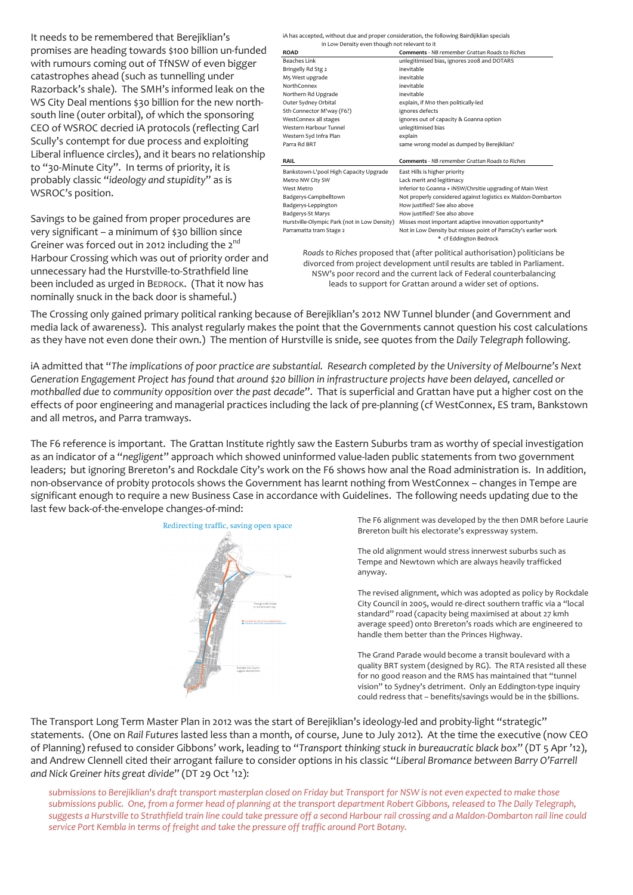It needs to be remembered that Berejiklian's promises are heading towards $100 billion un-funded with rumours coming out of TfNSW of even bigger catastrophes ahead (such as tunnelling under Razorback's shale). The SMH's informed leak on the WS City Deal mentions $30 billion for the new north-south line (outer orbital), of which the sponsoring CEO of WSROC decried iA protocols (reflecting Carl Scully's contempt for due process and exploiting Liberal influence circles), and it bears no relationship to "30-Minute City". In terms of priority, it is probably classic "*ideology and stupidity*" as is WSROC's position.

Savings to be gained from proper procedures are very significant – a minimum of $30 billion since Greiner was forced out in 2012 including the 2nd Harbour Crossing which was out of priority order and unnecessary had the Hurstville-to-Strathfield line been included as urged in BEDROCK. (That it now has nominally snuck in the back door is shameful.)

iA has accepted, without due and proper consideration, the following Bairdijiklian specials in Low Density even though not relevant to it

| ROAD | Comments - *NB remember Grattan Roads to Riches* |
|---|---|
| Beaches Link | unlegitimised bias, ignores 2008 and DOTARS |
| Bringelly Rd Stg 2 | inevitable |
| M5 West upgrade | inevitable |
| NorthConnex | inevitable |
| Northern Rd Upgrade | inevitable |
| Outer Sydney Orbital | explain, if M10 then politically-led |
| Sth Connector M'way (F6?) | ignores defects |
| WestConnex all stages | ignores out of capacity & Goanna option |
| Western Harbour Tunnel | unlegitimised bias |
| Western Syd Infra Plan | explain |
| Parra Rd BRT | same wrong model as dumped by Berejiklian? |

| RAIL | Comments - *NB remember Grattan Roads to Riches* |
|---|---|
| Bankstown-L'pool High Capacity Upgrade | East Hills is higher priority |
| Metro NW City SW | Lack merit and legitimacy |
| West Metro | Inferior to Goanna + iNSW/Chrsitie upgrading of Main West |
| Badgerys-Campbelltown | Not properly considered against logistics ex Maldon-Dombarton |
| Badgerys-Leppington | How justified? See also above |
| Badgerys-St Marys | How justified? See also above |
| Hurstville-Olympic Park (not in Low Density) | Misses most important adaptive innovation opportunity* |
| Parramatta tram Stage 2 | Not in Low Density but misses point of ParraCity's earlier work |

\* cf Eddington Bedrock

*Roads to Riches* proposed that (after political authorisation) politicians be divorced from project development until results are tabled in Parliament. NSW's poor record and the current lack of Federal counterbalancing leads to support for Grattan around a wider set of options.

The Crossing only gained primary political ranking because of Berejiklian's 2012 NW Tunnel blunder (and Government and media lack of awareness). This analyst regularly makes the point that the Governments cannot question his cost calculations as they have not even done their own.) The mention of Hurstville is snide, see quotes from the *Daily Telegraph* following.

iA admitted that "*The implications of poor practice are substantial. Research completed by the University of Melbourne's Next Generation Engagement Project has found that around $20 billion in infrastructure projects have been delayed, cancelled or mothballed due to community opposition over the past decade*". That is superficial and Grattan have put a higher cost on the effects of poor engineering and managerial practices including the lack of pre-planning (cf WestConnex, ES tram, Bankstown and all metros, and Parra tramways.

The F6 reference is important. The Grattan Institute rightly saw the Eastern Suburbs tram as worthy of special investigation as an indicator of a "*negligent*" approach which showed uninformed value-laden public statements from two government leaders; but ignoring Brereton's and Rockdale City's work on the F6 shows how anal the Road administration is. In addition, non-observance of probity protocols shows the Government has learnt nothing from WestConnex – changes in Tempe are significant enough to require a new Business Case in accordance with Guidelines. The following needs updating due to the last few back-of-the-envelope changes-of-mind:

Redirecting traffic, saving open space

The F6 alignment was developed by the then DMR before Laurie Brereton built his electorate's expressway system.

The old alignment would stress innerwest suburbs such as Tempe and Newtown which are always heavily trafficked anyway.

The revised alignment, which was adopted as policy by Rockdale City Council in 2005, would re-direct southern traffic via a "local standard" road (capacity being maximised at about 27 kmh average speed) onto Brereton's roads which are engineered to handle them better than the Princes Highway.

The Grand Parade would become a transit boulevard with a quality BRT system (designed by RG). The RTA resisted all these for no good reason and the RMS has maintained that "tunnel vision" to Sydney's detriment. Only an Eddington-type inquiry could redress that – benefits/savings would be in the $billions.

The Transport Long Term Master Plan in 2012 was the start of Berejiklian's ideology-led and probity-light "strategic" statements. (One on *Rail Futures* lasted less than a month, of course, June to July 2012). At the time the executive (now CEO of Planning) refused to consider Gibbons' work, leading to "*Transport thinking stuck in bureaucratic black box*" (DT 5 Apr '12), and Andrew Clennell cited their arrogant failure to consider options in his classic "*Liberal Bromance between Barry O'Farrell and Nick Greiner hits great divide*" (DT 29 Oct '12):

> *submissions to Berejiklian's draft transport masterplan closed on Friday but Transport for NSW is not even expected to make those submissions public. One, from a former head of planning at the transport department Robert Gibbons, released to The Daily Telegraph, suggests a Hurstville to Strathfield train line could take pressure off a second Harbour rail crossing and a Maldon-Dombarton rail line could service Port Kembla in terms of freight and take the pressure off traffic around Port Botany.*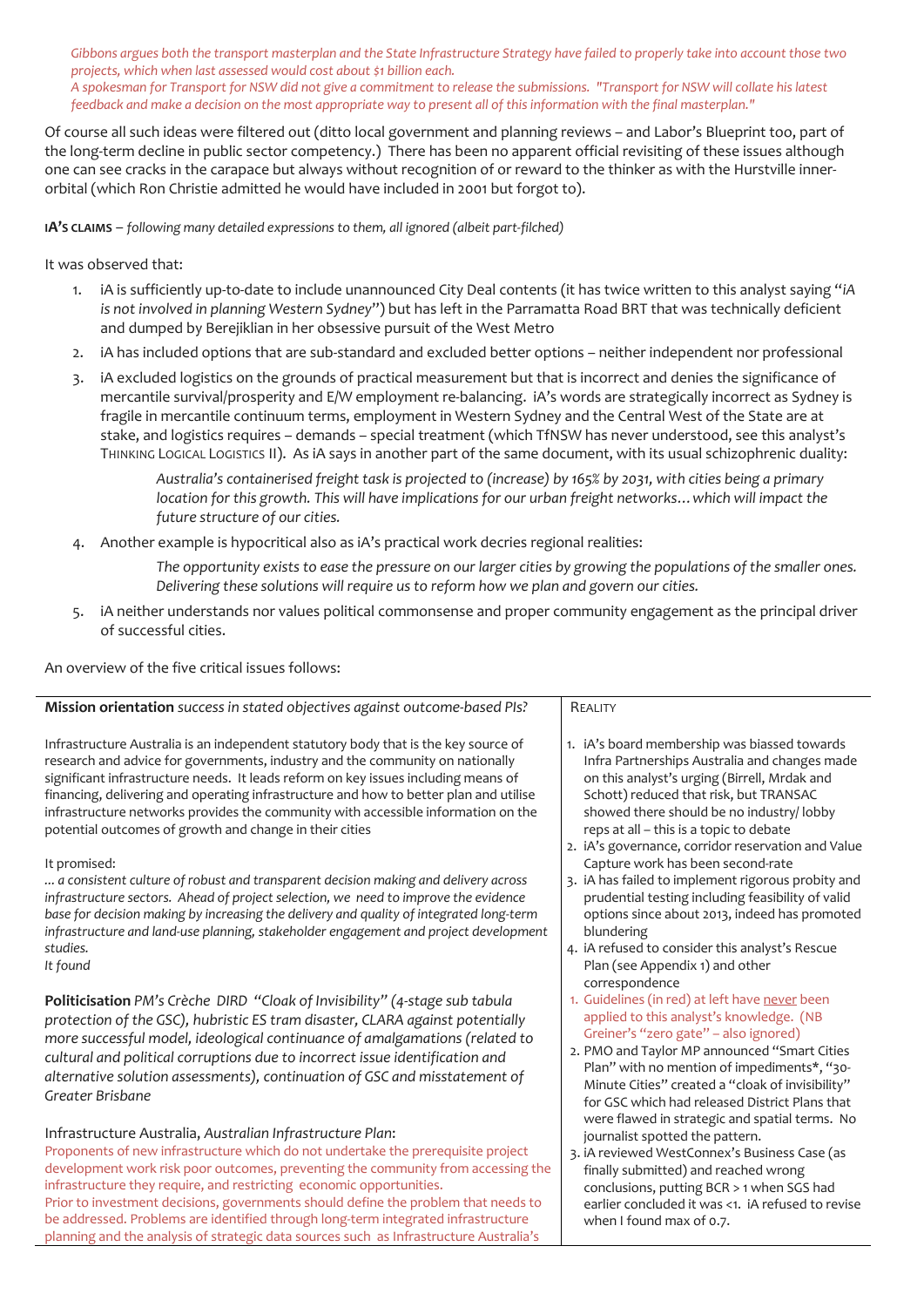*Gibbons argues both the transport masterplan and the State Infrastructure Strategy have failed to properly take into account those two projects, which when last assessed would cost about $1 billion each.*
*A spokesman for Transport for NSW did not give a commitment to release the submissions. "Transport for NSW will collate his latest feedback and make a decision on the most appropriate way to present all of this information with the final masterplan."*

Of course all such ideas were filtered out (ditto local government and planning reviews – and Labor's Blueprint too, part of the long-term decline in public sector competency.) There has been no apparent official revisiting of these issues although one can see cracks in the carapace but always without recognition of or reward to the thinker as with the Hurstville inner-orbital (which Ron Christie admitted he would have included in 2001 but forgot to).

**IA'S CLAIMS** – *following many detailed expressions to them, all ignored (albeit part-filched)*

It was observed that:

1. iA is sufficiently up-to-date to include unannounced City Deal contents (it has twice written to this analyst saying "*iA is not involved in planning Western Sydney*") but has left in the Parramatta Road BRT that was technically deficient and dumped by Berejiklian in her obsessive pursuit of the West Metro
2. iA has included options that are sub-standard and excluded better options – neither independent nor professional
3. iA excluded logistics on the grounds of practical measurement but that is incorrect and denies the significance of mercantile survival/prosperity and E/W employment re-balancing. iA's words are strategically incorrect as Sydney is fragile in mercantile continuum terms, employment in Western Sydney and the Central West of the State are at stake, and logistics requires – demands – special treatment (which TfNSW has never understood, see this analyst's THINKING LOGICAL LOGISTICS II). As iA says in another part of the same document, with its usual schizophrenic duality:

   > *Australia's containerised freight task is projected to (increase) by 165% by 2031, with cities being a primary location for this growth. This will have implications for our urban freight networks…which will impact the future structure of our cities.*

4. Another example is hypocritical also as iA's practical work decries regional realities:

   > *The opportunity exists to ease the pressure on our larger cities by growing the populations of the smaller ones. Delivering these solutions will require us to reform how we plan and govern our cities.*

5. iA neither understands nor values political commonsense and proper community engagement as the principal driver of successful cities.

An overview of the five critical issues follows:

| **Mission orientation** *success in stated objectives against outcome-based PIs?* | REALITY |
|---|---|
| Infrastructure Australia is an independent statutory body that is the key source of research and advice for governments, industry and the community on nationally significant infrastructure needs. It leads reform on key issues including means of financing, delivering and operating infrastructure and how to better plan and utilise infrastructure networks provides the community with accessible information on the potential outcomes of growth and change in their cities<br><br>It promised:<br>*… a consistent culture of robust and transparent decision making and delivery across infrastructure sectors. Ahead of project selection, we need to improve the evidence base for decision making by increasing the delivery and quality of integrated long-term infrastructure and land-use planning, stakeholder engagement and project development studies.*<br>*It found* | 1. iA's board membership was biassed towards Infra Partnerships Australia and changes made on this analyst's urging (Birrell, Mrdak and Schott) reduced that risk, but TRANSAC showed there should be no industry/ lobby reps at all – this is a topic to debate<br>2. iA's governance, corridor reservation and Value Capture work has been second-rate<br>3. iA has failed to implement rigorous probity and prudential testing including feasibility of valid options since about 2013, indeed has promoted blundering<br>4. iA refused to consider this analyst's Rescue Plan (see Appendix 1) and other correspondence |
| **Politicisation** *PM's Crèche DIRD "Cloak of Invisibility" (4-stage sub tabula protection of the GSC), hubristic ES tram disaster, CLARA against potentially more successful model, ideological continuance of amalgamations (related to cultural and political corruptions due to incorrect issue identification and alternative solution assessments), continuation of GSC and misstatement of Greater Brisbane*<br><br>Infrastructure Australia, *Australian Infrastructure Plan*:<br>Proponents of new infrastructure which do not undertake the prerequisite project development work risk poor outcomes, preventing the community from accessing the infrastructure they require, and restricting economic opportunities.<br>Prior to investment decisions, governments should define the problem that needs to be addressed. Problems are identified through long-term integrated infrastructure planning and the analysis of strategic data sources such as Infrastructure Australia's | 1. Guidelines (in red) at left have never been applied to this analyst's knowledge. (NB Greiner's "zero gate" – also ignored)<br>2. PMO and Taylor MP announced "Smart Cities Plan" with no mention of impediments*, "30-Minute Cities" created a "cloak of invisibility" for GSC which had released District Plans that were flawed in strategic and spatial terms. No journalist spotted the pattern.<br>3. iA reviewed WestConnex's Business Case (as finally submitted) and reached wrong conclusions, putting BCR > 1 when SGS had earlier concluded it was <1. iA refused to revise when I found max of 0.7. |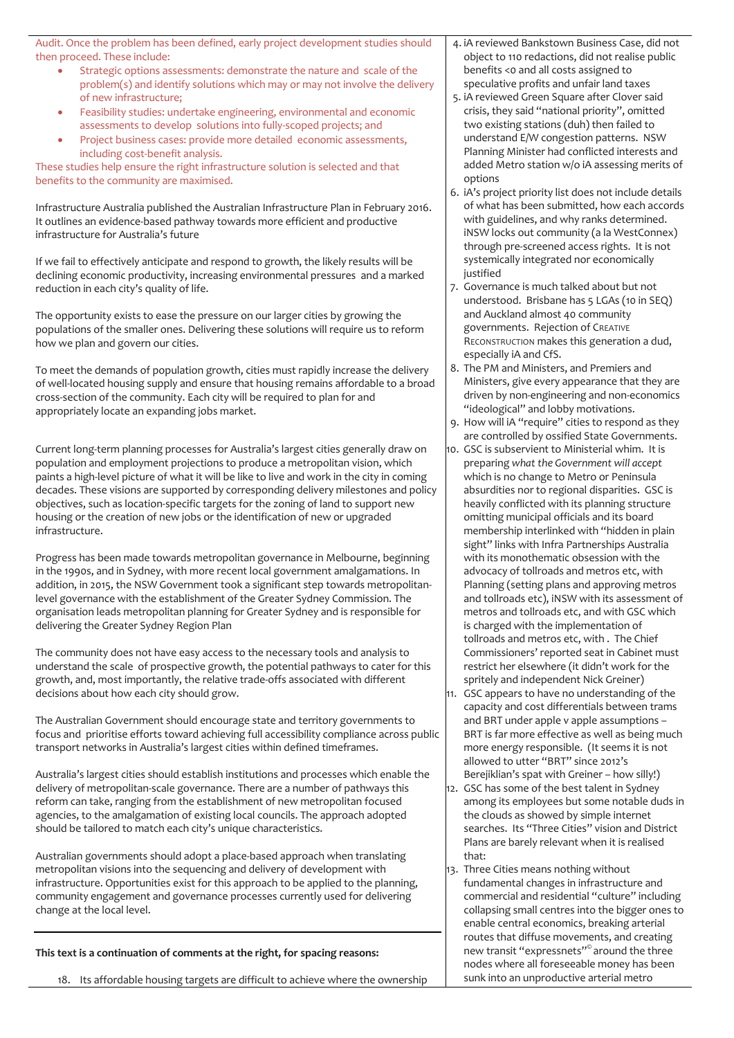Audit. Once the problem has been defined, early project development studies should then proceed. These include:

- Strategic options assessments: demonstrate the nature and scale of the problem(s) and identify solutions which may or may not involve the delivery of new infrastructure;
- Feasibility studies: undertake engineering, environmental and economic assessments to develop solutions into fully-scoped projects; and
- Project business cases: provide more detailed economic assessments, including cost-benefit analysis.

These studies help ensure the right infrastructure solution is selected and that benefits to the community are maximised.

Infrastructure Australia published the Australian Infrastructure Plan in February 2016. It outlines an evidence-based pathway towards more efficient and productive infrastructure for Australia's future

If we fail to effectively anticipate and respond to growth, the likely results will be declining economic productivity, increasing environmental pressures and a marked reduction in each city's quality of life.

The opportunity exists to ease the pressure on our larger cities by growing the populations of the smaller ones. Delivering these solutions will require us to reform how we plan and govern our cities.

To meet the demands of population growth, cities must rapidly increase the delivery of well-located housing supply and ensure that housing remains affordable to a broad cross-section of the community. Each city will be required to plan for and appropriately locate an expanding jobs market.

Current long-term planning processes for Australia's largest cities generally draw on population and employment projections to produce a metropolitan vision, which paints a high-level picture of what it will be like to live and work in the city in coming decades. These visions are supported by corresponding delivery milestones and policy objectives, such as location-specific targets for the zoning of land to support new housing or the creation of new jobs or the identification of new or upgraded infrastructure.

Progress has been made towards metropolitan governance in Melbourne, beginning in the 1990s, and in Sydney, with more recent local government amalgamations. In addition, in 2015, the NSW Government took a significant step towards metropolitan-level governance with the establishment of the Greater Sydney Commission. The organisation leads metropolitan planning for Greater Sydney and is responsible for delivering the Greater Sydney Region Plan

The community does not have easy access to the necessary tools and analysis to understand the scale of prospective growth, the potential pathways to cater for this growth, and, most importantly, the relative trade-offs associated with different decisions about how each city should grow.

The Australian Government should encourage state and territory governments to focus and prioritise efforts toward achieving full accessibility compliance across public transport networks in Australia's largest cities within defined timeframes.

Australia's largest cities should establish institutions and processes which enable the delivery of metropolitan-scale governance. There are a number of pathways this reform can take, ranging from the establishment of new metropolitan focused agencies, to the amalgamation of existing local councils. The approach adopted should be tailored to match each city's unique characteristics.

Australian governments should adopt a place-based approach when translating metropolitan visions into the sequencing and delivery of development with infrastructure. Opportunities exist for this approach to be applied to the planning, community engagement and governance processes currently used for delivering change at the local level.

4. iA reviewed Bankstown Business Case, did not object to 110 redactions, did not realise public benefits <0 and all costs assigned to speculative profits and unfair land taxes
5. iA reviewed Green Square after Clover said crisis, they said "national priority", omitted two existing stations (duh) then failed to understand E/W congestion patterns. NSW Planning Minister had conflicted interests and added Metro station w/o iA assessing merits of options
6. iA's project priority list does not include details of what has been submitted, how each accords with guidelines, and why ranks determined. iNSW locks out community (a la WestConnex) through pre-screened access rights. It is not systemically integrated nor economically justified
7. Governance is much talked about but not understood. Brisbane has 5 LGAs (10 in SEQ) and Auckland almost 40 community governments. Rejection of Creative Reconstruction makes this generation a dud, especially iA and CfS.
8. The PM and Ministers, and Premiers and Ministers, give every appearance that they are driven by non-engineering and non-economics "ideological" and lobby motivations.
9. How will iA "require" cities to respond as they are controlled by ossified State Governments.
10. GSC is subservient to Ministerial whim. It is preparing *what the Government will accept* which is no change to Metro or Peninsula absurdities nor to regional disparities. GSC is heavily conflicted with its planning structure omitting municipal officials and its board membership interlinked with "hidden in plain sight" links with Infra Partnerships Australia with its monothematic obsession with the advocacy of tollroads and metros etc, with Planning (setting plans and approving metros and tollroads etc), iNSW with its assessment of metros and tollroads etc, and with GSC which is charged with the implementation of tollroads and metros etc, with . The Chief Commissioners' reported seat in Cabinet must restrict her elsewhere (it didn't work for the spritely and independent Nick Greiner)
11. GSC appears to have no understanding of the capacity and cost differentials between trams and BRT under apple v apple assumptions – BRT is far more effective as well as being much more energy responsible. (It seems it is not allowed to utter "BRT" since 2012's Berejiklian's spat with Greiner – how silly!)
12. GSC has some of the best talent in Sydney among its employees but some notable duds in the clouds as showed by simple internet searches. Its "Three Cities" vision and District Plans are barely relevant when it is realised that:
13. Three Cities means nothing without fundamental changes in infrastructure and commercial and residential "culture" including collapsing small centres into the bigger ones to enable central economics, breaking arterial routes that diffuse movements, and creating new transit "expressnets"© around the three nodes where all foreseeable money has been sunk into an unproductive arterial metro

**This text is a continuation of comments at the right, for spacing reasons:**

18. Its affordable housing targets are difficult to achieve where the ownership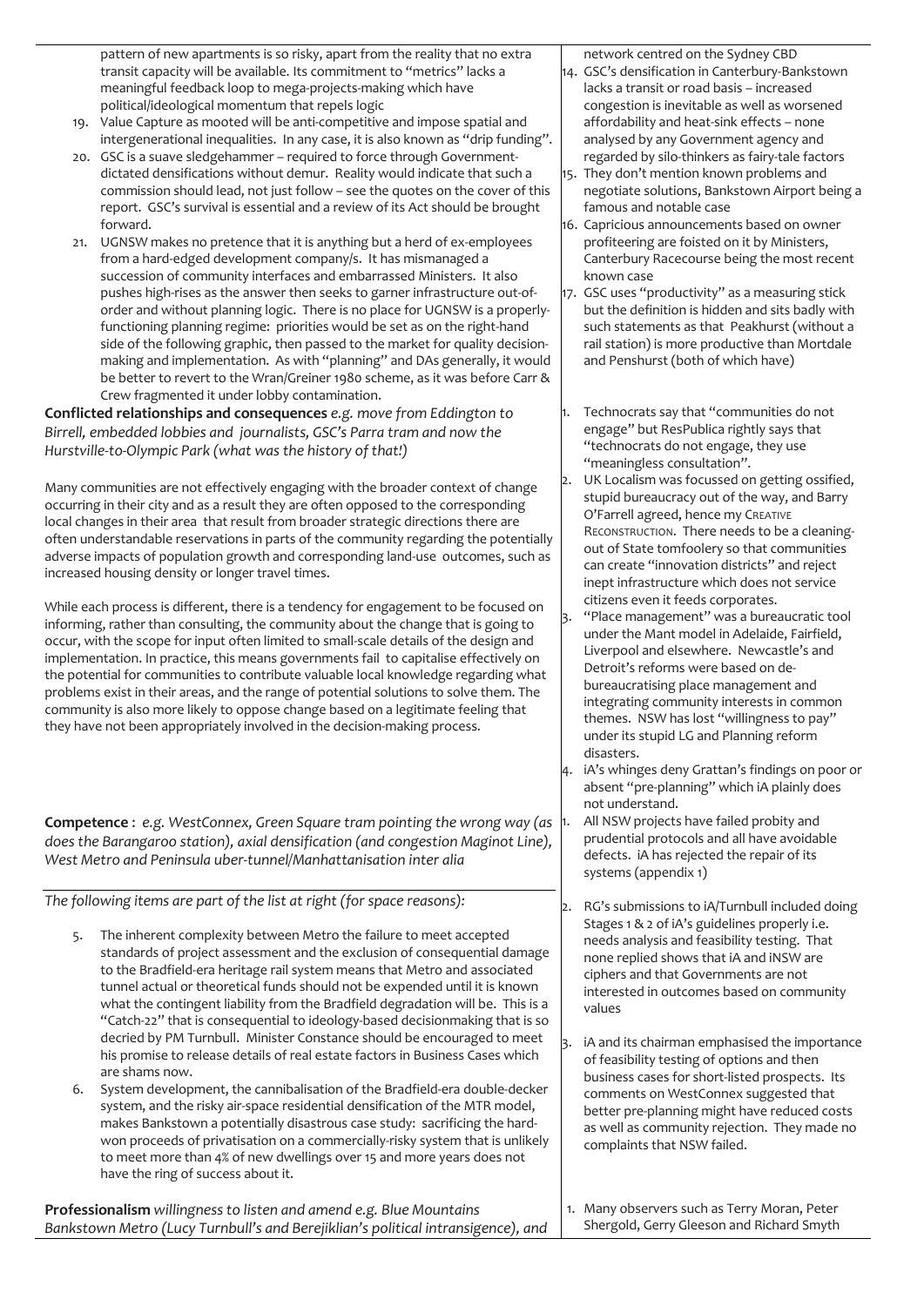pattern of new apartments is so risky, apart from the reality that no extra transit capacity will be available. Its commitment to "metrics" lacks a meaningful feedback loop to mega-projects-making which have political/ideological momentum that repels logic

19. Value Capture as mooted will be anti-competitive and impose spatial and intergenerational inequalities. In any case, it is also known as "drip funding".
20. GSC is a suave sledgehammer – required to force through Government-dictated densifications without demur. Reality would indicate that such a commission should lead, not just follow – see the quotes on the cover of this report. GSC's survival is essential and a review of its Act should be brought forward.
21. UGNSW makes no pretence that it is anything but a herd of ex-employees from a hard-edged development company/s. It has mismanaged a succession of community interfaces and embarrassed Ministers. It also pushes high-rises as the answer then seeks to garner infrastructure out-of-order and without planning logic. There is no place for UGNSW is a properly-functioning planning regime: priorities would be set as on the right-hand side of the following graphic, then passed to the market for quality decision-making and implementation. As with "planning" and DAs generally, it would be better to revert to the Wran/Greiner 1980 scheme, as it was before Carr & Crew fragmented it under lobby contamination.

network centred on the Sydney CBD

14. GSC's densification in Canterbury-Bankstown lacks a transit or road basis – increased congestion is inevitable as well as worsened affordability and heat-sink effects – none analysed by any Government agency and regarded by silo-thinkers as fairy-tale factors
15. They don't mention known problems and negotiate solutions, Bankstown Airport being a famous and notable case
16. Capricious announcements based on owner profiteering are foisted on it by Ministers, Canterbury Racecourse being the most recent known case
17. GSC uses "productivity" as a measuring stick but the definition is hidden and sits badly with such statements as that Peakhurst (without a rail station) is more productive than Mortdale and Penshurst (both of which have)

**Conflicted relationships and consequences** *e.g. move from Eddington to Birrell, embedded lobbies and journalists, GSC's Parra tram and now the Hurstville-to-Olympic Park (what was the history of that!)*

Many communities are not effectively engaging with the broader context of change occurring in their city and as a result they are often opposed to the corresponding local changes in their area that result from broader strategic directions there are often understandable reservations in parts of the community regarding the potentially adverse impacts of population growth and corresponding land-use outcomes, such as increased housing density or longer travel times.

While each process is different, there is a tendency for engagement to be focused on informing, rather than consulting, the community about the change that is going to occur, with the scope for input often limited to small-scale details of the design and implementation. In practice, this means governments fail to capitalise effectively on the potential for communities to contribute valuable local knowledge regarding what problems exist in their areas, and the range of potential solutions to solve them. The community is also more likely to oppose change based on a legitimate feeling that they have not been appropriately involved in the decision-making process.

1. Technocrats say that "communities do not engage" but ResPublica rightly says that "technocrats do not engage, they use "meaningless consultation".
2. UK Localism was focussed on getting ossified, stupid bureaucracy out of the way, and Barry O'Farrell agreed, hence my CREATIVE RECONSTRUCTION. There needs to be a cleaning-out of State tomfoolery so that communities can create "innovation districts" and reject inept infrastructure which does not service citizens even it feeds corporates.
3. "Place management" was a bureaucratic tool under the Mant model in Adelaide, Fairfield, Liverpool and elsewhere. Newcastle's and Detroit's reforms were based on de-bureaucratising place management and integrating community interests in common themes. NSW has lost "willingness to pay" under its stupid LG and Planning reform disasters.
4. iA's whinges deny Grattan's findings on poor or absent "pre-planning" which iA plainly does not understand.

**Competence** : *e.g. WestConnex, Green Square tram pointing the wrong way (as does the Barangaroo station), axial densification (and congestion Maginot Line), West Metro and Peninsula uber-tunnel/Manhattanisation inter alia*

*The following items are part of the list at right (for space reasons):*

5. The inherent complexity between Metro the failure to meet accepted standards of project assessment and the exclusion of consequential damage to the Bradfield-era heritage rail system means that Metro and associated tunnel actual or theoretical funds should not be expended until it is known what the contingent liability from the Bradfield degradation will be. This is a "Catch-22" that is consequential to ideology-based decisionmaking that is so decried by PM Turnbull. Minister Constance should be encouraged to meet his promise to release details of real estate factors in Business Cases which are shams now.
6. System development, the cannibalisation of the Bradfield-era double-decker system, and the risky air-space residential densification of the MTR model, makes Bankstown a potentially disastrous case study: sacrificing the hard-won proceeds of privatisation on a commercially-risky system that is unlikely to meet more than 4% of new dwellings over 15 and more years does not have the ring of success about it.

1. All NSW projects have failed probity and prudential protocols and all have avoidable defects. iA has rejected the repair of its systems (appendix 1)
2. RG's submissions to iA/Turnbull included doing Stages 1 & 2 of iA's guidelines properly i.e. needs analysis and feasibility testing. That none replied shows that iA and iNSW are ciphers and that Governments are not interested in outcomes based on community values
3. iA and its chairman emphasised the importance of feasibility testing of options and then business cases for short-listed prospects. Its comments on WestConnex suggested that better pre-planning might have reduced costs as well as community rejection. They made no complaints that NSW failed.

**Professionalism** *willingness to listen and amend e.g. Blue Mountains Bankstown Metro (Lucy Turnbull's and Berejiklian's political intransigence), and*

1. Many observers such as Terry Moran, Peter Shergold, Gerry Gleeson and Richard Smyth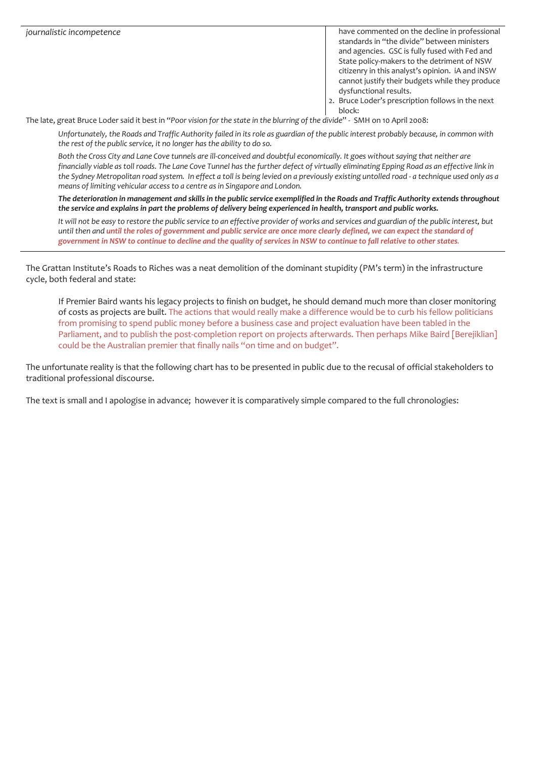| *journalistic incompetence* | have commented on the decline in professional standards in "the divide" between ministers and agencies. GSC is fully fused with Fed and State policy-makers to the detriment of NSW citizenry in this analyst's opinion. iA and iNSW cannot justify their budgets while they produce dysfunctional results.<br>2. Bruce Loder's prescription follows in the next block: |
|---|---|

The late, great Bruce Loder said it best in "*Poor vision for the state in the blurring of the divide*" - SMH on 10 April 2008:

> *Unfortunately, the Roads and Traffic Authority failed in its role as guardian of the public interest probably because, in common with the rest of the public service, it no longer has the ability to do so.*
>
> *Both the Cross City and Lane Cove tunnels are ill-conceived and doubtful economically. It goes without saying that neither are financially viable as toll roads. The Lane Cove Tunnel has the further defect of virtually eliminating Epping Road as an effective link in the Sydney Metropolitan road system. In effect a toll is being levied on a previously existing untolled road - a technique used only as a means of limiting vehicular access to a centre as in Singapore and London.*
>
> ***The deterioration in management and skills in the public service exemplified in the Roads and Traffic Authority extends throughout the service and explains in part the problems of delivery being experienced in health, transport and public works.***
>
> *It will not be easy to restore the public service to an effective provider of works and services and guardian of the public interest, but until then and* ***until the roles of government and public service are once more clearly defined, we can expect the standard of government in NSW to continue to decline and the quality of services in NSW to continue to fall relative to other states.***

The Grattan Institute's Roads to Riches was a neat demolition of the dominant stupidity (PM's term) in the infrastructure cycle, both federal and state:

> If Premier Baird wants his legacy projects to finish on budget, he should demand much more than closer monitoring of costs as projects are built. The actions that would really make a difference would be to curb his fellow politicians from promising to spend public money before a business case and project evaluation have been tabled in the Parliament, and to publish the post-completion report on projects afterwards. Then perhaps Mike Baird [Berejiklian] could be the Australian premier that finally nails "on time and on budget".

The unfortunate reality is that the following chart has to be presented in public due to the recusal of official stakeholders to traditional professional discourse.

The text is small and I apologise in advance; however it is comparatively simple compared to the full chronologies: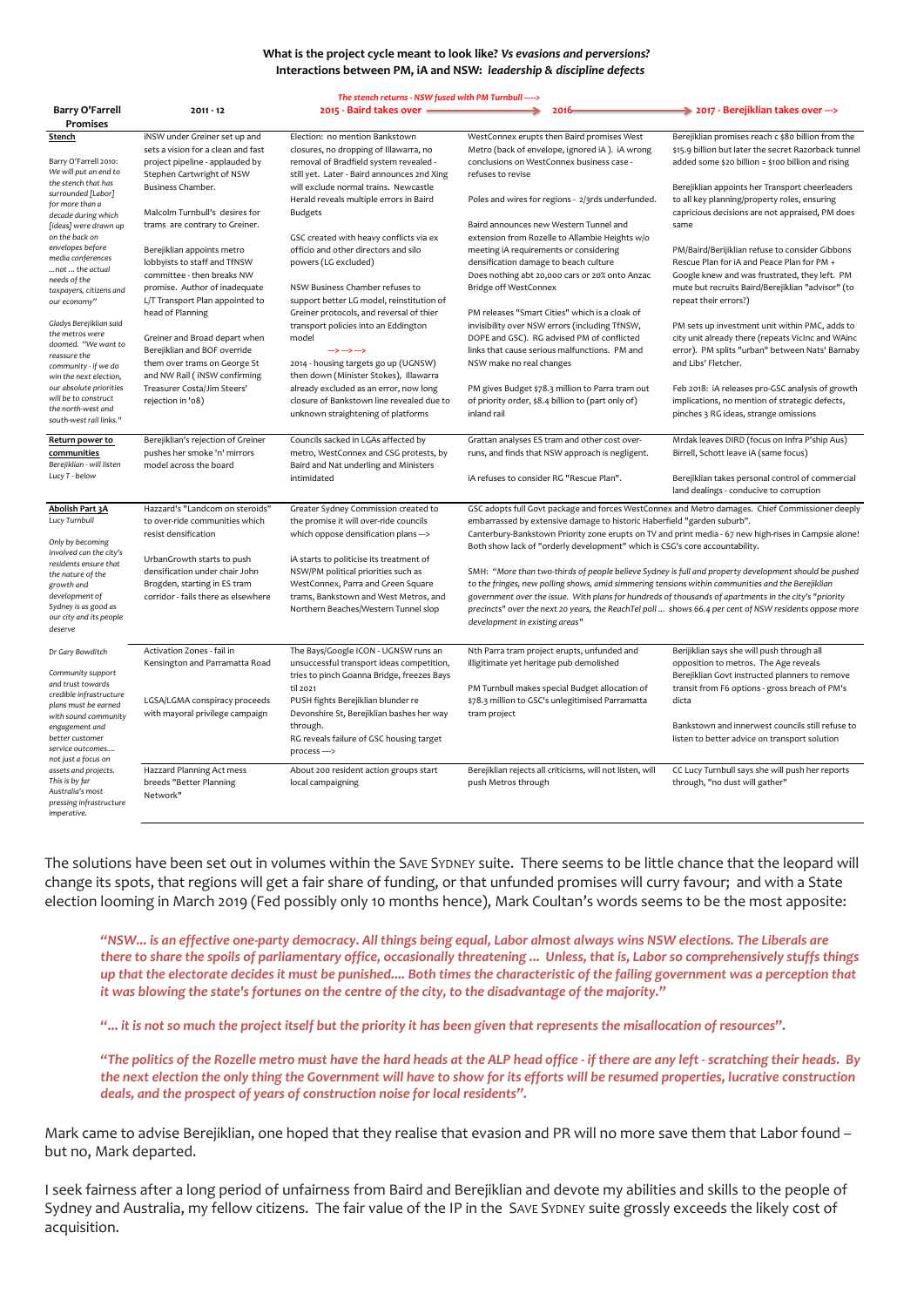**What is the project cycle meant to look like?** ***Vs evasions and perversions?***
**Interactions between PM, iA and NSW:** ***leadership & discipline defects***

*The stench returns - NSW fused with PM Turnbull ---->*

| Barry O'Farrell Promises | 2011 - 12 | 2015 - Baird takes over ——> | 2016 ——> | 2017 - Berejiklian takes over ---> |
|---|---|---|---|---|
| **Stench**<br><br>*Barry O'Farrell 2010: We will put an end to the stench that has surrounded [Labor] for more than a decade during which [ideas] were drawn up on the back on envelopes before media conferences …not … the actual needs of the taxpayers, citizens and our economy"*<br><br>*Gladys Berejiklian said the metros were doomed. "We want to reassure the community - if we do win the next election, our absolute priorities will be to construct the north-west and south-west rail links."* | iNSW under Greiner set up and sets a vision for a clean and fast project pipeline - applauded by Stephen Cartwright of NSW Business Chamber.<br><br>Malcolm Turnbull's desires for trams are contrary to Greiner.<br><br>Berejiklian appoints metro lobbyists to staff and TfNSW committee - then breaks NW promise. Author of inadequate L/T Transport Plan appointed to head of Planning<br><br>Greiner and Broad depart when Berejiklian and BOF override them over trams on George St and NW Rail ( iNSW confirming Treasurer Costa/Jim Steers' rejection in '08) | Election: no mention Bankstown closures, no dropping of Illawarra, no removal of Bradfield system revealed - still yet. Later - Baird announces 2nd Xing will exclude normal trains. Newcastle Herald reveals multiple errors in Baird Budgets<br><br>GSC created with heavy conflicts via ex officio and other directors and silo powers (LG excluded)<br><br>NSW Business Chamber refuses to support better LG model, reinstitution of Greiner protocols, and reversal of thier transport policies into an Eddington model<br><br>---> ---> ---><br><br>2014 - housing targets go up (UGNSW) then down (Minister Stokes), Illawarra already excluded as an error, now long closure of Bankstown line revealed due to unknown straightening of platforms | WestConnex erupts then Baird promises West Metro (back of envelope, ignored iA ). iA wrong conclusions on WestConnex business case - refuses to revise<br><br>Poles and wires for regions - 2/3rds underfunded.<br><br>Baird announces new Western Tunnel and extension from Rozelle to Allambie Heights w/o meeting iA requirements or considering densification damage to beach culture<br>Does nothing abt 20,000 cars or 20% onto Anzac Bridge off WestConnex<br><br>PM releases "Smart Cities" which is a cloak of invisibility over NSW errors (including TfNSW, DOPE and GSC). RG advised PM of conflicted links that cause serious malfunctions. PM and NSW make no real changes<br><br>PM gives Budget $78.3 million to Parra tram out of priority order, $8.4 billion to (part only of) inland rail | Berejiklian promises reach c $80 billion from the $15.9 billion but later the secret Razorback tunnel added some $20 billion = $100 billion and rising<br><br>Berejiklian appoints her Transport cheerleaders to all key planning/property roles, ensuring capricious decisions are not appraised, PM does same<br><br>PM/Baird/Berijiklian refuse to consider Gibbons Rescue Plan for iA and Peace Plan for PM + Google knew and was frustrated, they left. PM mute but recruits Baird/Berejiklian "advisor" (to repeat their errors?)<br><br>PM sets up investment unit within PMC, adds to city unit already there (repeats VicInc and WAinc error). PM splits "urban" between Nats' Barnaby and Libs' Fletcher.<br><br>Feb 2018: iA releases pro-GSC analysis of growth implications, no mention of strategic defects, pinches 3 RG ideas, strange omissions |
| **Return power to communities**<br>*Berejiklian - will listen Lucy T - below* | Berejiklian's rejection of Greiner pushes her smoke 'n' mirrors model across the board | Councils sacked in LGAs affected by metro, WestConnex and CSG protests, by Baird and Nat underling and Ministers intimidated | Grattan analyses ES tram and other cost over-runs, and finds that NSW approach is negligent.<br><br>iA refuses to consider RG "Rescue Plan". | Mrdak leaves DIRD (focus on Infra P'ship Aus) Birrell, Schott leave iA (same focus)<br><br>Berejiklian takes personal control of commercial land dealings - conducive to corruption |
| **Abolish Part 3A**<br>*Lucy Turnbull*<br><br>*Only by becoming involved can the city's residents ensure that the nature of the growth and development of Sydney is as good as our city and its people deserve* | Hazzard's "Landcom on steroids" to over-ride communities which resist densification<br><br>UrbanGrowth starts to push densification under chair John Brogden, starting in ES tram corridor - fails there as elsewhere | Greater Sydney Commission created to the promise it will over-ride councils which oppose densification plans ---><br><br>iA starts to politicise its treatment of NSW/PM political priorities such as WestConnex, Parra and Green Square trams, Bankstown and West Metros, and Northern Beaches/Western Tunnel slop | GSC adopts full Govt package and forces WestConnex and Metro damages. Chief Commissioner deeply embarrassed by extensive damage to historic Haberfield "garden suburb".<br>Canterbury-Bankstown Priority zone erupts on TV and print media - 67 new high-rises in Campsie alone! Both show lack of "orderly development" which is CSG's core accountability.<br><br>SMH: *"More than two-thirds of people believe Sydney is full and property development should be pushed to the fringes, new polling shows, amid simmering tensions within communities and the Berejiklian government over the issue. With plans for hundreds of thousands of apartments in the city's "priority precincts" over the next 20 years, the ReachTel poll … shows 66.4 per cent of NSW residents oppose more development in existing areas"* | |
| Dr Gary Bowditch<br><br>*Community support and trust towards credible infrastructure plans must be earned with sound community engagement and better customer service outcomes.... not just a focus on assets and projects. This is by far Australia's most pressing infrastructure imperative.* | Activation Zones - fail in Kensington and Parramatta Road<br><br>LGSA/LGMA conspiracy proceeds with mayoral privilege campaign<br><br>Hazzard Planning Act mess breeds "Better Planning Network" | The Bays/Google ICON - UGNSW runs an unsuccessful transport ideas competition, tries to pinch Goanna Bridge, freezes Bays til 2021<br>PUSH fights Berejiklian blunder re Devonshire St, Berejiklian bashes her way through.<br>RG reveals failure of GSC housing target process ---><br><br>About 200 resident action groups start local campaigning | Nth Parra tram project erupts, unfunded and illigitimate yet heritage pub demolished<br><br>PM Turnbull makes special Budget allocation of $78.3 million to GSC's unlegitimised Parramatta tram project<br><br>Berejiklian rejects all criticisms, will not listen, will push Metros through | Berijiklian says she will push through all opposition to metros. The Age reveals Berejiklian Govt instructed planners to remove transit from F6 options - gross breach of PM's dicta<br><br>Bankstown and innerwest councils still refuse to listen to better advice on transport solution<br><br>CC Lucy Turnbull says she will push her reports through, "no dust will gather" |

The solutions have been set out in volumes within the SAVE SYDNEY suite. There seems to be little chance that the leopard will change its spots, that regions will get a fair share of funding, or that unfunded promises will curry favour; and with a State election looming in March 2019 (Fed possibly only 10 months hence), Mark Coultan's words seems to be the most apposite:

> ***"NSW… is an effective one-party democracy. All things being equal, Labor almost always wins NSW elections. The Liberals are there to share the spoils of parliamentary office, occasionally threatening … Unless, that is, Labor so comprehensively stuffs things up that the electorate decides it must be punished…. Both times the characteristic of the failing government was a perception that it was blowing the state's fortunes on the centre of the city, to the disadvantage of the majority."***
>
> ***"… it is not so much the project itself but the priority it has been given that represents the misallocation of resources".***
>
> ***"The politics of the Rozelle metro must have the hard heads at the ALP head office - if there are any left - scratching their heads. By the next election the only thing the Government will have to show for its efforts will be resumed properties, lucrative construction deals, and the prospect of years of construction noise for local residents".***

Mark came to advise Berejiklian, one hoped that they realise that evasion and PR will no more save them that Labor found – but no, Mark departed.

I seek fairness after a long period of unfairness from Baird and Berejiklian and devote my abilities and skills to the people of Sydney and Australia, my fellow citizens. The fair value of the IP in the SAVE SYDNEY suite grossly exceeds the likely cost of acquisition.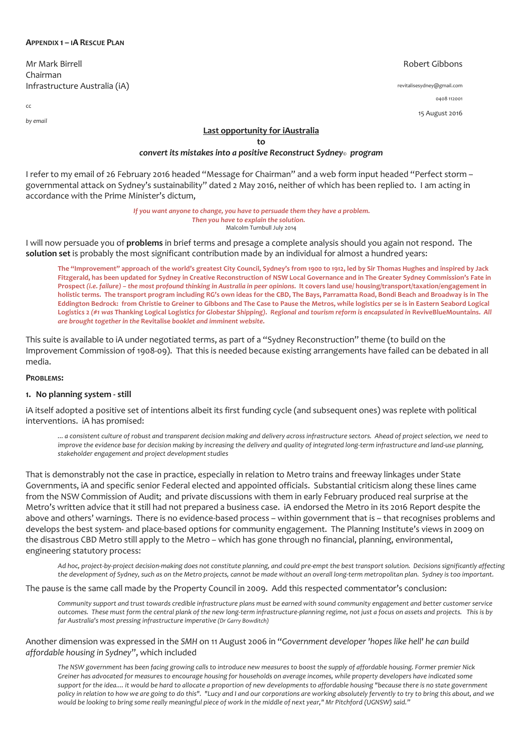**Appendix 1 – iA Rescue Plan**

Mr Mark Birrell
Chairman
Infrastructure Australia (iA)

Robert Gibbons

revitalisesydney@gmail.com

0408 112001

cc

15 August 2016

*by email*

**Last opportunity for iAustralia**

**to**

***convert its mistakes into a positive Reconstruct Sydney© program***

I refer to my email of 26 February 2016 headed "Message for Chairman" and a web form input headed "Perfect storm – governmental attack on Sydney's sustainability" dated 2 May 2016, neither of which has been replied to. I am acting in accordance with the Prime Minister's dictum,

> *If you want anyone to change, you have to persuade them they have a problem.*
> *Then you have to explain the solution.*
> Malcolm Turnbull July 2014

I will now persuade you of **problems** in brief terms and presage a complete analysis should you again not respond. The **solution set** is probably the most significant contribution made by an individual for almost a hundred years:

> **The "Improvement" approach of the world's greatest City Council, Sydney's from 1900 to 1912, led by Sir Thomas Hughes and inspired by Jack Fitzgerald, has been updated for Sydney in Creative Reconstruction of NSW Local Governance and in The Greater Sydney Commission's Fate in Prospect *(i.e. failure) – the most profound thinking in Australia in peer opinions.* It covers land use/ housing/transport/taxation/engagement in holistic terms. The transport program including RG's own ideas for the CBD, The Bays, Parramatta Road, Bondi Beach and Broadway is in The Eddington Bedrock: from Christie to Greiner to Gibbons and The Case to Pause the Metros, while logistics per se is in Eastern Seabord Logical Logistics 2 *(#1 was* Thanking Logical Logistics *for Globestar Shipping). Regional and tourism reform is encapsulated in* ReviveBlueMountains. *All are brought together in the* Revitalise booklet *and imminent website.***

This suite is available to iA under negotiated terms, as part of a "Sydney Reconstruction" theme (to build on the Improvement Commission of 1908-09). That this is needed because existing arrangements have failed can be debated in all media.

**Problems:**

**1. No planning system - still**

iA itself adopted a positive set of intentions albeit its first funding cycle (and subsequent ones) was replete with political interventions. iA has promised:

> *… a consistent culture of robust and transparent decision making and delivery across infrastructure sectors. Ahead of project selection, we need to improve the evidence base for decision making by increasing the delivery and quality of integrated long-term infrastructure and land-use planning, stakeholder engagement and project development studies*

That is demonstrably not the case in practice, especially in relation to Metro trains and freeway linkages under State Governments, iA and specific senior Federal elected and appointed officials. Substantial criticism along these lines came from the NSW Commission of Audit; and private discussions with them in early February produced real surprise at the Metro's written advice that it still had not prepared a business case. iA endorsed the Metro in its 2016 Report despite the above and others' warnings. There is no evidence-based process – within government that is – that recognises problems and develops the best system- and place-based options for community engagement. The Planning Institute's views in 2009 on the disastrous CBD Metro still apply to the Metro – which has gone through no financial, planning, environmental, engineering statutory process:

> *Ad hoc, project-by-project decision-making does not constitute planning, and could pre-empt the best transport solution. Decisions significantly affecting the development of Sydney, such as on the Metro projects, cannot be made without an overall long-term metropolitan plan. Sydney is too important.*

The pause is the same call made by the Property Council in 2009. Add this respected commentator's conclusion:

> *Community support and trust towards credible infrastructure plans must be earned with sound community engagement and better customer service outcomes. These must form the central plank of the new long-term infrastructure-planning regime, not just a focus on assets and projects. This is by far Australia's most pressing infrastructure imperative (Dr Garry Bowditch)*

Another dimension was expressed in the *SMH* on 11 August 2006 in "*Government developer 'hopes like hell' he can build affordable housing in Sydney*", which included

> *The NSW government has been facing growing calls to introduce new measures to boost the supply of affordable housing. Former premier Nick Greiner has advocated for measures to encourage housing for households on average incomes, while property developers have indicated some support for the idea.... it would be hard to allocate a proportion of new developments to affordable housing "because there is no state government policy in relation to how we are going to do this". "Lucy and I and our corporations are working absolutely fervently to try to bring this about, and we would be looking to bring some really meaningful piece of work in the middle of next year," Mr Pitchford (UGNSW) said."*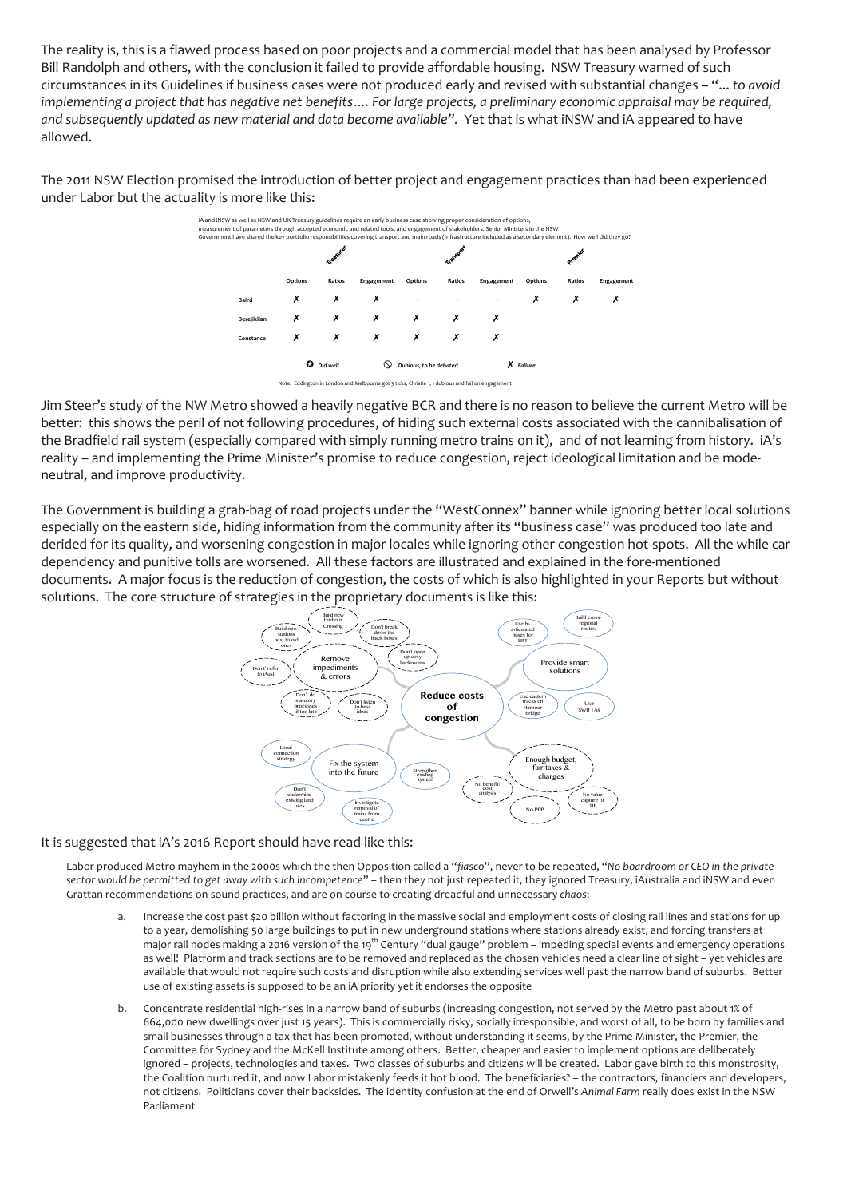The reality is, this is a flawed process based on poor projects and a commercial model that has been analysed by Professor Bill Randolph and others, with the conclusion it failed to provide affordable housing. NSW Treasury warned of such circumstances in its Guidelines if business cases were not produced early and revised with substantial changes – "*… to avoid implementing a project that has negative net benefits…. For large projects, a preliminary economic appraisal may be required, and subsequently updated as new material and data become available*". Yet that is what iNSW and iA appeared to have allowed.

The 2011 NSW Election promised the introduction of better project and engagement practices than had been experienced under Labor but the actuality is more like this:

iA and iNSW as well as NSW and UK Treasury guidelines require an early business case showing proper consideration of options, measurement of parameters through accepted economic and related tools, and engagement of stakeholders. Senior Ministers in the NSW Government have shared the key portfolio responsibilities covering transport and main roads (Infrastructure included as a secondary element). How well did they go?

| | Treasurer | | | Transport | | | Premier | | |
|---|---|---|---|---|---|---|---|---|---|
| | Options | Ratios | Engagement | Options | Ratios | Engagement | Options | Ratios | Engagement |
| Baird | ✗ | ✗ | ✗ | - | - | - | ✗ | ✗ | ✗ |
| Berejiklian | ✗ | ✗ | ✗ | ✗ | ✗ | ✗ | | | |
| Constance | ✗ | ✗ | ✗ | ✗ | ✗ | ✗ | | | |

✪ *Did well* ⃠ *Dubious, to be debated* ✗ *Failure*

Note: Eddington in London and Melbourne got 3 ticks, Christie 1, 1 dubious and fail on engagement

Jim Steer's study of the NW Metro showed a heavily negative BCR and there is no reason to believe the current Metro will be better: this shows the peril of not following procedures, of hiding such external costs associated with the cannibalisation of the Bradfield rail system (especially compared with simply running metro trains on it), and of not learning from history. iA's reality – and implementing the Prime Minister's promise to reduce congestion, reject ideological limitation and be mode-neutral, and improve productivity.

The Government is building a grab-bag of road projects under the "WestConnex" banner while ignoring better local solutions especially on the eastern side, hiding information from the community after its "business case" was produced too late and derided for its quality, and worsening congestion in major locales while ignoring other congestion hot-spots. All the while car dependency and punitive tolls are worsened. All these factors are illustrated and explained in the fore-mentioned documents. A major focus is the reduction of congestion, the costs of which is also highlighted in your Reports but without solutions. The core structure of strategies in the proprietary documents is like this:

- **Reduce costs of congestion**
  - Remove impediments & errors
    - Build new Harbour Crossing
    - Build new stations next to old ones
    - Don't break down the black boxes
    - Don't open up cosy backrooms
    - Don't refer to iAust
    - Don't do statutory processes til too late
    - Don't listen to best ideas
  - Provide smart solutions
    - Use bi-articulated buses for BRT
    - Build cross-regional routes
    - Use eastern tracks on Harbour Bridge
    - Use SWIFTAs
  - Fix the system into the future
    - Local connection strategy
    - Don't undermine existing land uses
    - Investigate removal of trains from centre
    - Strengthen existing system
  - Enough budget, fair taxes & charges
    - No benefit/cost analysis
    - No PPP
    - No value capture or TIF

It is suggested that iA's 2016 Report should have read like this:

> Labor produced Metro mayhem in the 2000s which the then Opposition called a "*fiasco*", never to be repeated, "*No boardroom or CEO in the private sector would be permitted to get away with such incompetence*" – then they not just repeated it, they ignored Treasury, iAustralia and iNSW and even Grattan recommendations on sound practices, and are on course to creating dreadful and unnecessary *chaos*:
>
> a. Increase the cost past $20 billion without factoring in the massive social and employment costs of closing rail lines and stations for up to a year, demolishing 50 large buildings to put in new underground stations where stations already exist, and forcing transfers at major rail nodes making a 2016 version of the 19th Century "dual gauge" problem – impeding special events and emergency operations as well! Platform and track sections are to be removed and replaced as the chosen vehicles need a clear line of sight – yet vehicles are available that would not require such costs and disruption while also extending services well past the narrow band of suburbs. Better use of existing assets is supposed to be an iA priority yet it endorses the opposite
>
> b. Concentrate residential high-rises in a narrow band of suburbs (increasing congestion, not served by the Metro past about 1% of 664,000 new dwellings over just 15 years). This is commercially risky, socially irresponsible, and worst of all, to be born by families and small businesses through a tax that has been promoted, without understanding it seems, by the Prime Minister, the Premier, the Committee for Sydney and the McKell Institute among others. Better, cheaper and easier to implement options are deliberately ignored – projects, technologies and taxes. Two classes of suburbs and citizens will be created. Labor gave birth to this monstrosity, the Coalition nurtured it, and now Labor mistakenly feeds it hot blood. The beneficiaries? – the contractors, financiers and developers, not citizens. Politicians cover their backsides. The identity confusion at the end of Orwell's *Animal Farm* really does exist in the NSW Parliament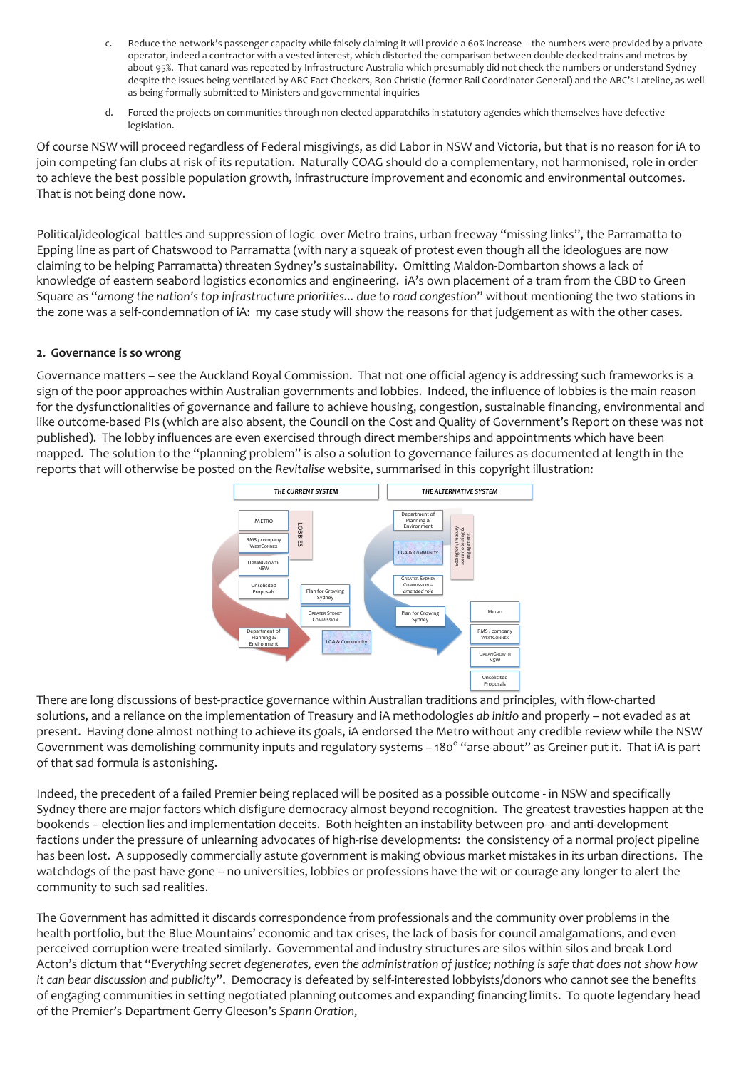c. Reduce the network's passenger capacity while falsely claiming it will provide a 60% increase – the numbers were provided by a private operator, indeed a contractor with a vested interest, which distorted the comparison between double-decked trains and metros by about 95%. That canard was repeated by Infrastructure Australia which presumably did not check the numbers or understand Sydney despite the issues being ventilated by ABC Fact Checkers, Ron Christie (former Rail Coordinator General) and the ABC's Lateline, as well as being formally submitted to Ministers and governmental inquiries

d. Forced the projects on communities through non-elected apparatchiks in statutory agencies which themselves have defective legislation.

Of course NSW will proceed regardless of Federal misgivings, as did Labor in NSW and Victoria, but that is no reason for iA to join competing fan clubs at risk of its reputation. Naturally COAG should do a complementary, not harmonised, role in order to achieve the best possible population growth, infrastructure improvement and economic and environmental outcomes. That is not being done now.

Political/ideological battles and suppression of logic over Metro trains, urban freeway "missing links", the Parramatta to Epping line as part of Chatswood to Parramatta (with nary a squeak of protest even though all the ideologues are now claiming to be helping Parramatta) threaten Sydney's sustainability. Omitting Maldon-Dombarton shows a lack of knowledge of eastern seabord logistics economics and engineering. iA's own placement of a tram from the CBD to Green Square as "*among the nation's top infrastructure priorities... due to road congestion*" without mentioning the two stations in the zone was a self-condemnation of iA: my case study will show the reasons for that judgement as with the other cases.

**2. Governance is so wrong**

Governance matters – see the Auckland Royal Commission. That not one official agency is addressing such frameworks is a sign of the poor approaches within Australian governments and lobbies. Indeed, the influence of lobbies is the main reason for the dysfunctionalities of governance and failure to achieve housing, congestion, sustainable financing, environmental and like outcome-based PIs (which are also absent, the Council on the Cost and Quality of Government's Report on these was not published). The lobby influences are even exercised through direct memberships and appointments which have been mapped. The solution to the "planning problem" is also a solution to governance failures as documented at length in the reports that will otherwise be posted on the *Revitalise* website, summarised in this copyright illustration:

| THE CURRENT SYSTEM | THE ALTERNATIVE SYSTEM |
| --- | --- |
| Metro | Department of Planning & Environment |
| RMS / company WestConnex | LGA & Community |
| UrbanGrowth NSW | Greater Sydney Commission – *amended role* |
| Unsolicited Proposals | Plan for Growing Sydney |
| Lobbies | Eddington/Treasury scenario testing & engagement |
| Plan for Growing Sydney | Metro |
| Greater Sydney Commission | RMS / company WestConnex |
| Department of Planning & Environment | UrbanGrowth NSW |
| LGA & Community | Unsolicited Proposals |

There are long discussions of best-practice governance within Australian traditions and principles, with flow-charted solutions, and a reliance on the implementation of Treasury and iA methodologies *ab initio* and properly – not evaded as at present. Having done almost nothing to achieve its goals, iA endorsed the Metro without any credible review while the NSW Government was demolishing community inputs and regulatory systems – 180° "arse-about" as Greiner put it. That iA is part of that sad formula is astonishing.

Indeed, the precedent of a failed Premier being replaced will be posited as a possible outcome - in NSW and specifically Sydney there are major factors which disfigure democracy almost beyond recognition. The greatest travesties happen at the bookends – election lies and implementation deceits. Both heighten an instability between pro- and anti-development factions under the pressure of unlearning advocates of high-rise developments: the consistency of a normal project pipeline has been lost. A supposedly commercially astute government is making obvious market mistakes in its urban directions. The watchdogs of the past have gone – no universities, lobbies or professions have the wit or courage any longer to alert the community to such sad realities.

The Government has admitted it discards correspondence from professionals and the community over problems in the health portfolio, but the Blue Mountains' economic and tax crises, the lack of basis for council amalgamations, and even perceived corruption were treated similarly. Governmental and industry structures are silos within silos and break Lord Acton's dictum that "*Everything secret degenerates, even the administration of justice; nothing is safe that does not show how it can bear discussion and publicity*". Democracy is defeated by self-interested lobbyists/donors who cannot see the benefits of engaging communities in setting negotiated planning outcomes and expanding financing limits. To quote legendary head of the Premier's Department Gerry Gleeson's *Spann Oration*,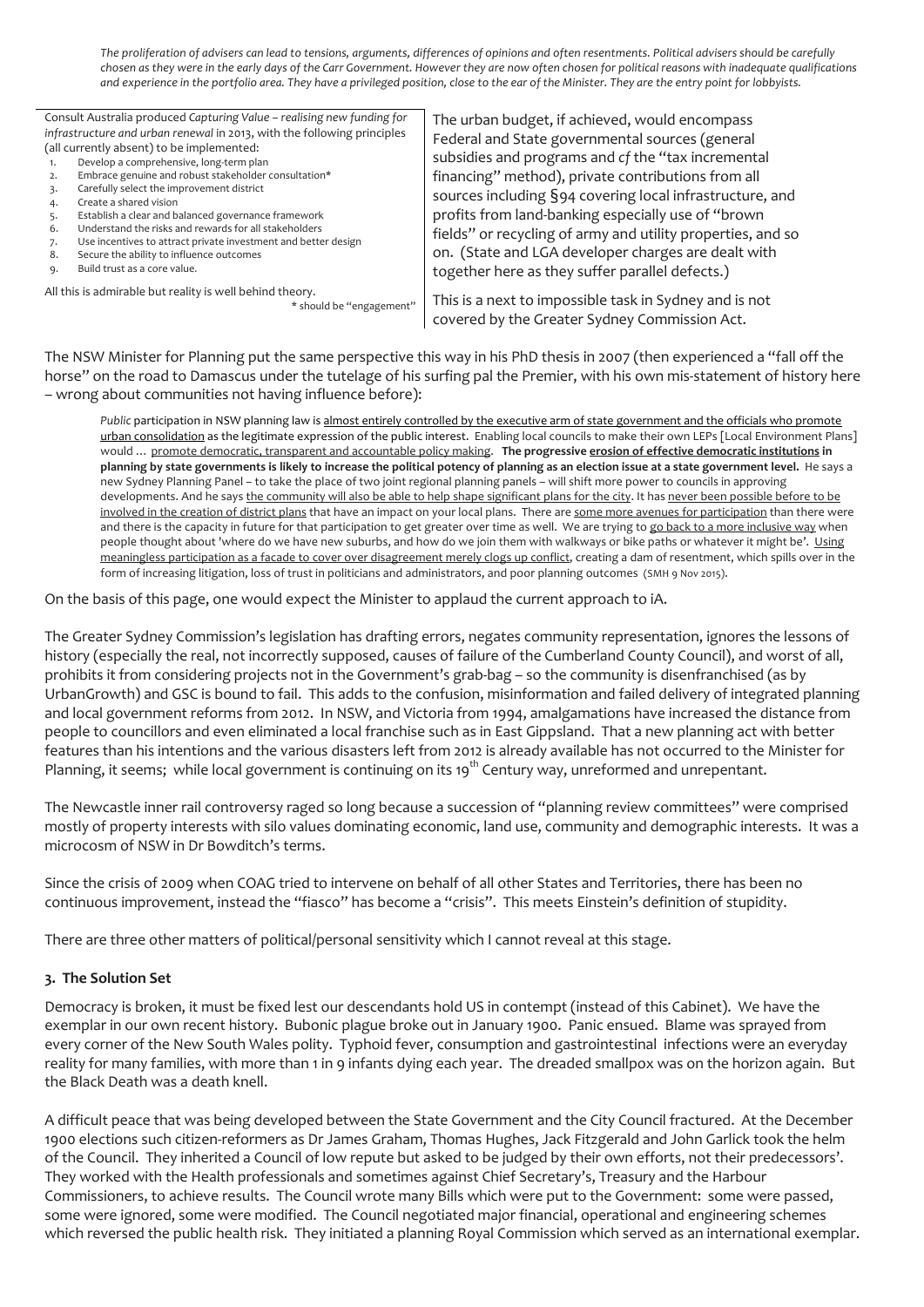*The proliferation of advisers can lead to tensions, arguments, differences of opinions and often resentments. Political advisers should be carefully chosen as they were in the early days of the Carr Government. However they are now often chosen for political reasons with inadequate qualifications and experience in the portfolio area. They have a privileged position, close to the ear of the Minister. They are the entry point for lobbyists.*

Consult Australia produced *Capturing Value – realising new funding for infrastructure and urban renewal* in 2013, with the following principles (all currently absent) to be implemented:

1. Develop a comprehensive, long-term plan
2. Embrace genuine and robust stakeholder consultation*
3. Carefully select the improvement district
4. Create a shared vision
5. Establish a clear and balanced governance framework
6. Understand the risks and rewards for all stakeholders
7. Use incentives to attract private investment and better design
8. Secure the ability to influence outcomes
9. Build trust as a core value.

All this is admirable but reality is well behind theory.

\* should be "engagement"

The urban budget, if achieved, would encompass Federal and State governmental sources (general subsidies and programs and *cf* the "tax incremental financing" method), private contributions from all sources including §94 covering local infrastructure, and profits from land-banking especially use of "brown fields" or recycling of army and utility properties, and so on. (State and LGA developer charges are dealt with together here as they suffer parallel defects.)

This is a next to impossible task in Sydney and is not covered by the Greater Sydney Commission Act.

The NSW Minister for Planning put the same perspective this way in his PhD thesis in 2007 (then experienced a "fall off the horse" on the road to Damascus under the tutelage of his surfing pal the Premier, with his own mis-statement of history here – wrong about communities not having influence before):

> *Public* participation in NSW planning law is <u>almost entirely controlled by the executive arm of state government and the officials who promote urban consolidation</u> as the legitimate expression of the public interest. Enabling local councils to make their own LEPs [Local Environment Plans] would … <u>promote democratic, transparent and accountable policy making</u>. **The progressive <u>erosion of effective democratic institutions</u> in planning by state governments is likely to increase the political potency of planning as an election issue at a state government level.** He says a new Sydney Planning Panel – to take the place of two joint regional planning panels – will shift more power to councils in approving developments. And he says <u>the community will also be able to help shape significant plans for the city</u>. It has <u>never been possible before to be involved in the creation of district plans</u> that have an impact on your local plans. There are <u>some more avenues for participation</u> than there were and there is the capacity in future for that participation to get greater over time as well. We are trying to <u>go back to a more inclusive way</u> when people thought about 'where do we have new suburbs, and how do we join them with walkways or bike paths or whatever it might be'. <u>Using meaningless participation as a facade to cover over disagreement merely clogs up conflict</u>, creating a dam of resentment, which spills over in the form of increasing litigation, loss of trust in politicians and administrators, and poor planning outcomes (SMH 9 Nov 2015).

On the basis of this page, one would expect the Minister to applaud the current approach to iA.

The Greater Sydney Commission's legislation has drafting errors, negates community representation, ignores the lessons of history (especially the real, not incorrectly supposed, causes of failure of the Cumberland County Council), and worst of all, prohibits it from considering projects not in the Government's grab-bag – so the community is disenfranchised (as by UrbanGrowth) and GSC is bound to fail. This adds to the confusion, misinformation and failed delivery of integrated planning and local government reforms from 2012. In NSW, and Victoria from 1994, amalgamations have increased the distance from people to councillors and even eliminated a local franchise such as in East Gippsland. That a new planning act with better features than his intentions and the various disasters left from 2012 is already available has not occurred to the Minister for Planning, it seems; while local government is continuing on its 19th Century way, unreformed and unrepentant.

The Newcastle inner rail controversy raged so long because a succession of "planning review committees" were comprised mostly of property interests with silo values dominating economic, land use, community and demographic interests. It was a microcosm of NSW in Dr Bowditch's terms.

Since the crisis of 2009 when COAG tried to intervene on behalf of all other States and Territories, there has been no continuous improvement, instead the "fiasco" has become a "crisis". This meets Einstein's definition of stupidity.

There are three other matters of political/personal sensitivity which I cannot reveal at this stage.

### 3. The Solution Set

Democracy is broken, it must be fixed lest our descendants hold US in contempt (instead of this Cabinet). We have the exemplar in our own recent history. Bubonic plague broke out in January 1900. Panic ensued. Blame was sprayed from every corner of the New South Wales polity. Typhoid fever, consumption and gastrointestinal infections were an everyday reality for many families, with more than 1 in 9 infants dying each year. The dreaded smallpox was on the horizon again. But the Black Death was a death knell.

A difficult peace that was being developed between the State Government and the City Council fractured. At the December 1900 elections such citizen-reformers as Dr James Graham, Thomas Hughes, Jack Fitzgerald and John Garlick took the helm of the Council. They inherited a Council of low repute but asked to be judged by their own efforts, not their predecessors'. They worked with the Health professionals and sometimes against Chief Secretary's, Treasury and the Harbour Commissioners, to achieve results. The Council wrote many Bills which were put to the Government: some were passed, some were ignored, some were modified. The Council negotiated major financial, operational and engineering schemes which reversed the public health risk. They initiated a planning Royal Commission which served as an international exemplar.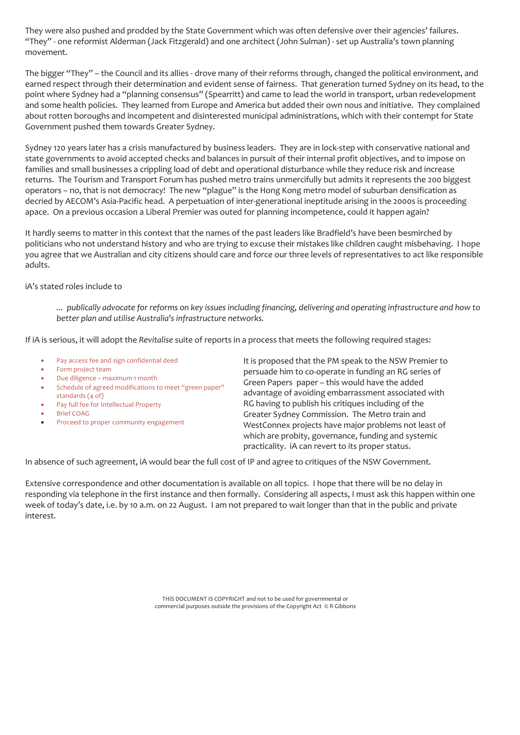They were also pushed and prodded by the State Government which was often defensive over their agencies' failures. "They" - one reformist Alderman (Jack Fitzgerald) and one architect (John Sulman) - set up Australia's town planning movement.

The bigger "They" – the Council and its allies - drove many of their reforms through, changed the political environment, and earned respect through their determination and evident sense of fairness. That generation turned Sydney on its head, to the point where Sydney had a "planning consensus" (Spearritt) and came to lead the world in transport, urban redevelopment and some health policies. They learned from Europe and America but added their own nous and initiative. They complained about rotten boroughs and incompetent and disinterested municipal administrations, which with their contempt for State Government pushed them towards Greater Sydney.

Sydney 120 years later has a crisis manufactured by business leaders. They are in lock-step with conservative national and state governments to avoid accepted checks and balances in pursuit of their internal profit objectives, and to impose on families and small businesses a crippling load of debt and operational disturbance while they reduce risk and increase returns. The Tourism and Transport Forum has pushed metro trains unmercifully but admits it represents the 200 biggest operators – no, that is not democracy! The new "plague" is the Hong Kong metro model of suburban densification as decried by AECOM's Asia-Pacific head. A perpetuation of inter-generational ineptitude arising in the 2000s is proceeding apace. On a previous occasion a Liberal Premier was outed for planning incompetence, could it happen again?

It hardly seems to matter in this context that the names of the past leaders like Bradfield's have been besmirched by politicians who not understand history and who are trying to excuse their mistakes like children caught misbehaving. I hope you agree that we Australian and city citizens should care and force our three levels of representatives to act like responsible adults.

iA's stated roles include to

> *... publically advocate for reforms on key issues including financing, delivering and operating infrastructure and how to better plan and utilise Australia's infrastructure networks.*

If iA is serious, it will adopt the *Revitalise* suite of reports in a process that meets the following required stages:

- Pay access fee and sign confidential deed
- Form project team
- Due diligence – maximum 1 month
- Schedule of agreed modifications to meet "green paper" standards (4 of)
- Pay full fee for Intellectual Property
- Brief COAG
- Proceed to proper community engagement

It is proposed that the PM speak to the NSW Premier to persuade him to co-operate in funding an RG series of Green Papers paper – this would have the added advantage of avoiding embarrassment associated with RG having to publish his critiques including of the Greater Sydney Commission. The Metro train and WestConnex projects have major problems not least of which are probity, governance, funding and systemic practicality. iA can revert to its proper status.

In absence of such agreement, iA would bear the full cost of IP and agree to critiques of the NSW Government.

Extensive correspondence and other documentation is available on all topics. I hope that there will be no delay in responding via telephone in the first instance and then formally. Considering all aspects, I must ask this happen within one week of today's date, i.e. by 10 a.m. on 22 August. I am not prepared to wait longer than that in the public and private interest.

THIS DOCUMENT IS COPYRIGHT and not to be used for governmental or commercial purposes outside the provisions of the Copyright Act © R Gibbons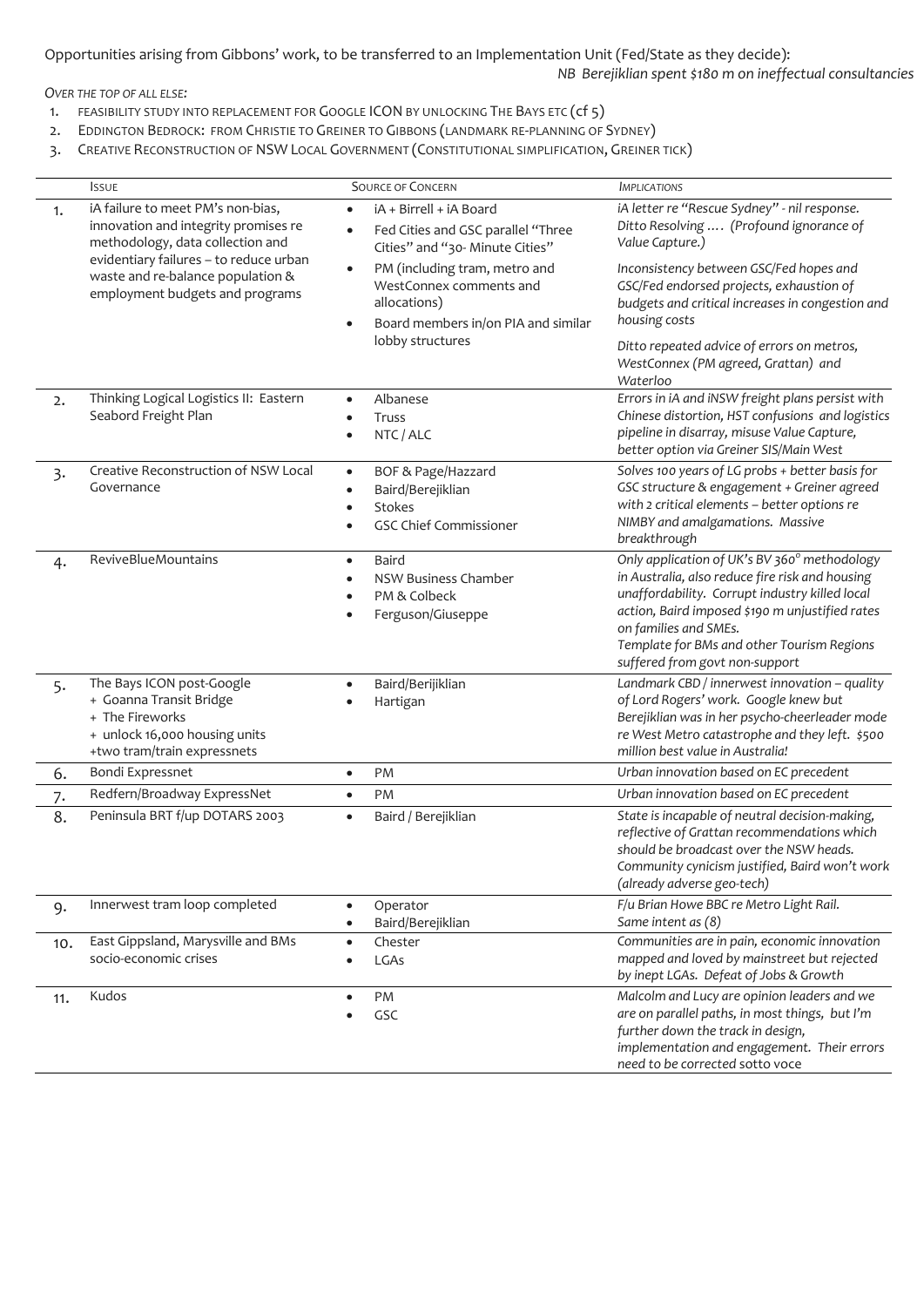Opportunities arising from Gibbons' work, to be transferred to an Implementation Unit (Fed/State as they decide):

*NB Berejiklian spent $180 m on ineffectual consultancies*

*OVER THE TOP OF ALL ELSE:*

1. FEASIBILITY STUDY INTO REPLACEMENT FOR GOOGLE ICON BY UNLOCKING THE BAYS ETC (cf 5)
2. EDDINGTON BEDROCK: FROM CHRISTIE TO GREINER TO GIBBONS (LANDMARK RE-PLANNING OF SYDNEY)
3. CREATIVE RECONSTRUCTION OF NSW LOCAL GOVERNMENT (CONSTITUTIONAL SIMPLIFICATION, GREINER TICK)

| | ISSUE | SOURCE OF CONCERN | *IMPLICATIONS* |
|---|---|---|---|
| 1. | iA failure to meet PM's non-bias, innovation and integrity promises re methodology, data collection and evidentiary failures – to reduce urban waste and re-balance population & employment budgets and programs | • iA + Birrell + iA Board<br>• Fed Cities and GSC parallel "Three Cities" and "30- Minute Cities"<br>• PM (including tram, metro and WestConnex comments and allocations)<br>• Board members in/on PIA and similar lobby structures | *iA letter re "Rescue Sydney" - nil response. Ditto Resolving .... (Profound ignorance of Value Capture.)*<br>*Inconsistency between GSC/Fed hopes and GSC/Fed endorsed projects, exhaustion of budgets and critical increases in congestion and housing costs*<br>*Ditto repeated advice of errors on metros, WestConnex (PM agreed, Grattan) and Waterloo* |
| 2. | Thinking Logical Logistics II: Eastern Seabord Freight Plan | • Albanese<br>• Truss<br>• NTC / ALC | *Errors in iA and iNSW freight plans persist with Chinese distortion, HST confusions and logistics pipeline in disarray, misuse Value Capture, better option via Greiner SIS/Main West* |
| 3. | Creative Reconstruction of NSW Local Governance | • BOF & Page/Hazzard<br>• Baird/Berejiklian<br>• Stokes<br>• GSC Chief Commissioner | *Solves 100 years of LG probs + better basis for GSC structure & engagement + Greiner agreed with 2 critical elements – better options re NIMBY and amalgamations. Massive breakthrough* |
| 4. | ReviveBlueMountains | • Baird<br>• NSW Business Chamber<br>• PM & Colbeck<br>• Ferguson/Giuseppe | *Only application of UK's BV 360° methodology in Australia, also reduce fire risk and housing unaffordability. Corrupt industry killed local action, Baird imposed $190 m unjustified rates on families and SMEs.*<br>*Template for BMs and other Tourism Regions suffered from govt non-support* |
| 5. | The Bays ICON post-Google<br>+ Goanna Transit Bridge<br>+ The Fireworks<br>+ unlock 16,000 housing units<br>+two tram/train expressnets | • Baird/Berijiklian<br>• Hartigan | *Landmark CBD / innerwest innovation – quality of Lord Rogers' work. Google knew but Berejiklian was in her psycho-cheerleader mode re West Metro catastrophe and they left. $500 million best value in Australia!* |
| 6. | Bondi Expressnet | • PM | *Urban innovation based on EC precedent* |
| 7. | Redfern/Broadway ExpressNet | • PM | *Urban innovation based on EC precedent* |
| 8. | Peninsula BRT f/up DOTARS 2003 | • Baird / Berejiklian | *State is incapable of neutral decision-making, reflective of Grattan recommendations which should be broadcast over the NSW heads. Community cynicism justified, Baird won't work (already adverse geo-tech)* |
| 9. | Innerwest tram loop completed | • Operator<br>• Baird/Berejiklian | *F/u Brian Howe BBC re Metro Light Rail. Same intent as (8)* |
| 10. | East Gippsland, Marysville and BMs socio-economic crises | • Chester<br>• LGAs | *Communities are in pain, economic innovation mapped and loved by mainstreet but rejected by inept LGAs. Defeat of Jobs & Growth* |
| 11. | Kudos | • PM<br>• GSC | *Malcolm and Lucy are opinion leaders and we are on parallel paths, in most things, but I'm further down the track in design, implementation and engagement. Their errors need to be corrected sotto voce* |